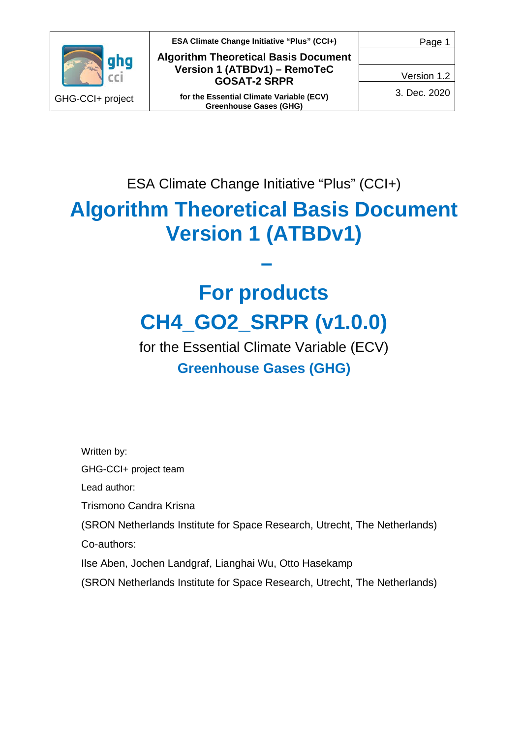ESA Climate Change Initiative "Plus" (CCI+)

# Algorithm Theoretical Basis Document Version 1 (ATBDv1)

# –

# For products

# CH4_GO2_SRPR (v1.0.0)

for the Essential Climate Variable (ECV)

**Greenhouse Gases (GHG)**

Written by:

GHG-CCI+ project team

Lead author:

Trismono Candra Krisna

(SRON Netherlands Institute for Space Research, Utrecht, The Netherlands)

Co-authors:

Ilse Aben, Jochen Landgraf, Lianghai Wu, Otto Hasekamp

(SRON Netherlands Institute for Space Research, Utrecht, The Netherlands)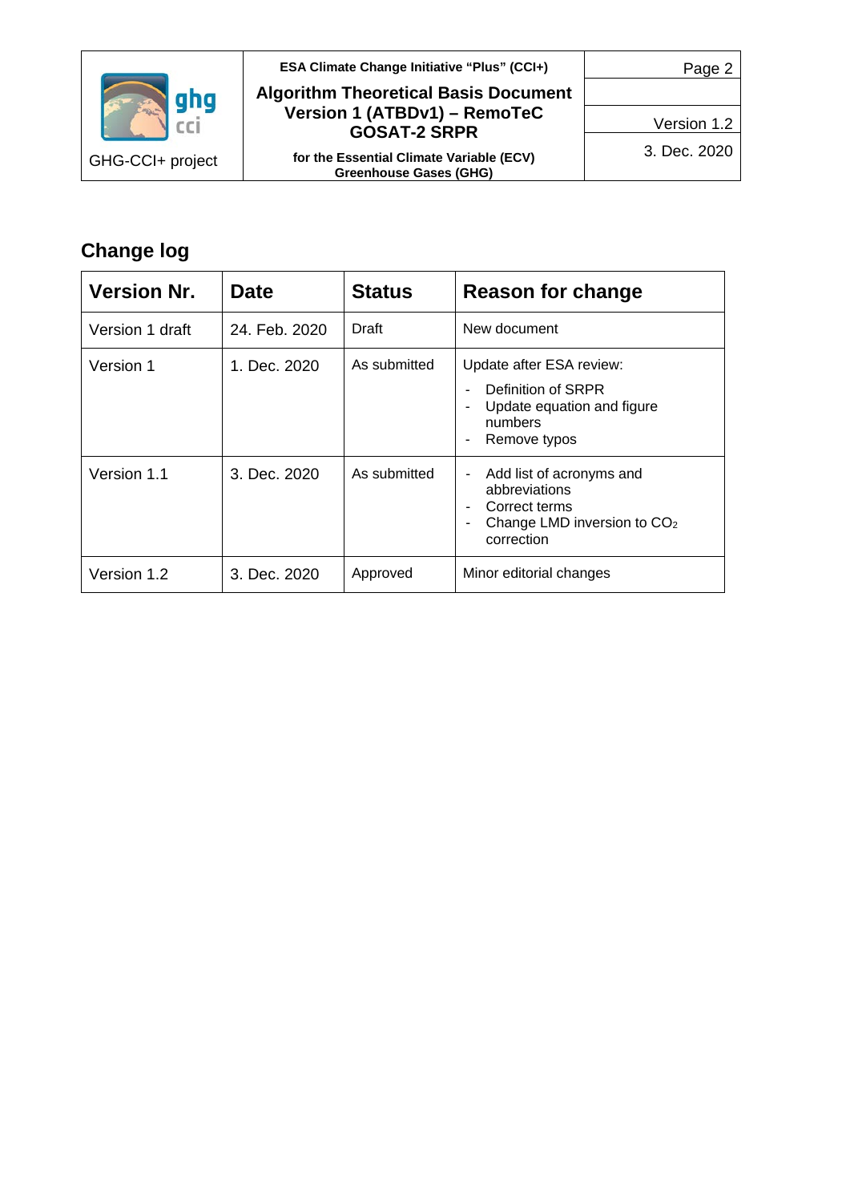## Change log

| Version Nr. | Date | Status | Reason for change |
|---|---|---|---|
| Version 1 draft | 24. Feb. 2020 | Draft | New document |
| Version 1 | 1. Dec. 2020 | As submitted | Update after ESA review:<br>- Definition of SRPR<br>- Update equation and figure numbers<br>- Remove typos |
| Version 1.1 | 3. Dec. 2020 | As submitted | - Add list of acronyms and abbreviations<br>- Correct terms<br>- Change LMD inversion to $CO_2$ correction |
| Version 1.2 | 3. Dec. 2020 | Approved | Minor editorial changes |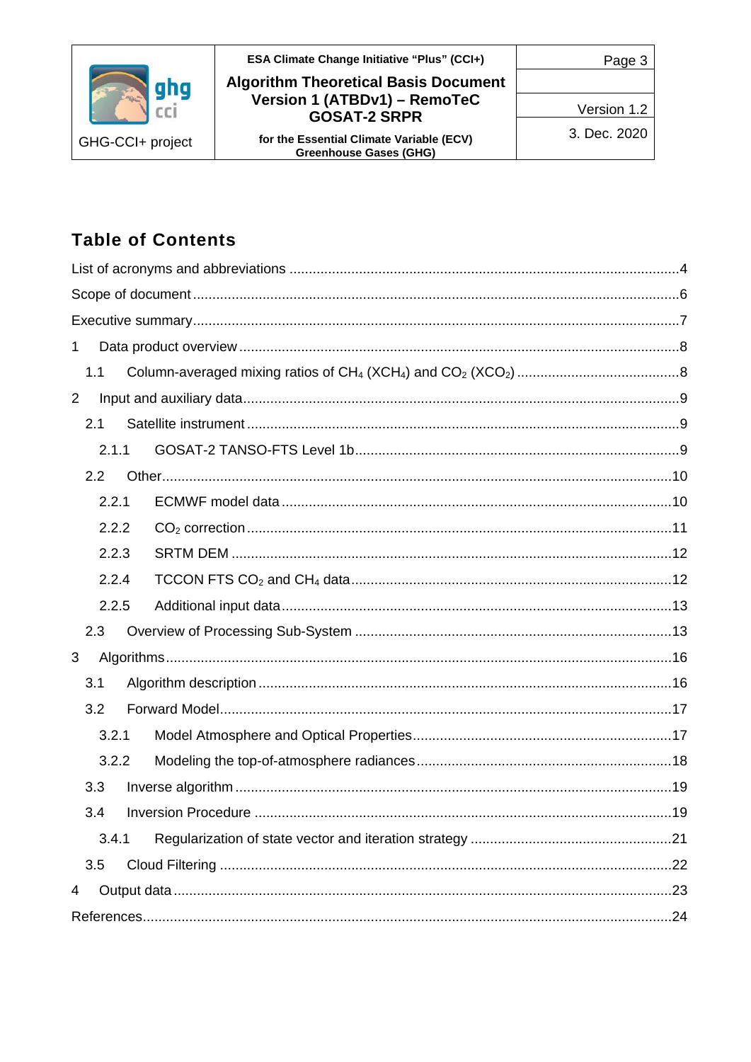## Table of Contents

List of acronyms and abbreviations ....................................................................................................4

Scope of document ............................................................................................................................6

Executive summary............................................................................................................................7

1 Data product overview ....................................................................................................................8

  1.1 Column-averaged mixing ratios of $CH_4$ ($XCH_4$) and $CO_2$ ($XCO_2$) ...........................................8

2 Input and auxiliary data...................................................................................................................9

  2.1 Satellite instrument .....................................................................................................................9

    2.1.1 GOSAT-2 TANSO-FTS Level 1b..................................................................................................9

  2.2 Other..........................................................................................................................................10

    2.2.1 ECMWF model data ..................................................................................................................10

    2.2.2 $CO_2$ correction ......................................................................................................................11

    2.2.3 SRTM DEM ...............................................................................................................................12

    2.2.4 TCCON FTS $CO_2$ and $CH_4$ data .........................................................................................12

    2.2.5 Additional input data.................................................................................................................13

  2.3 Overview of Processing Sub-System ........................................................................................13

3 Algorithms........................................................................................................................................16

  3.1 Algorithm description .................................................................................................................16

  3.2 Forward Model............................................................................................................................17

    3.2.1 Model Atmosphere and Optical Properties.................................................................................17

    3.2.2 Modeling the top-of-atmosphere radiances.................................................................................18

  3.3 Inverse algorithm .......................................................................................................................19

  3.4 Inversion Procedure ...................................................................................................................19

    3.4.1 Regularization of state vector and iteration strategy ..................................................................21

  3.5 Cloud Filtering ...........................................................................................................................22

4 Output data .......................................................................................................................................23

References.............................................................................................................................................24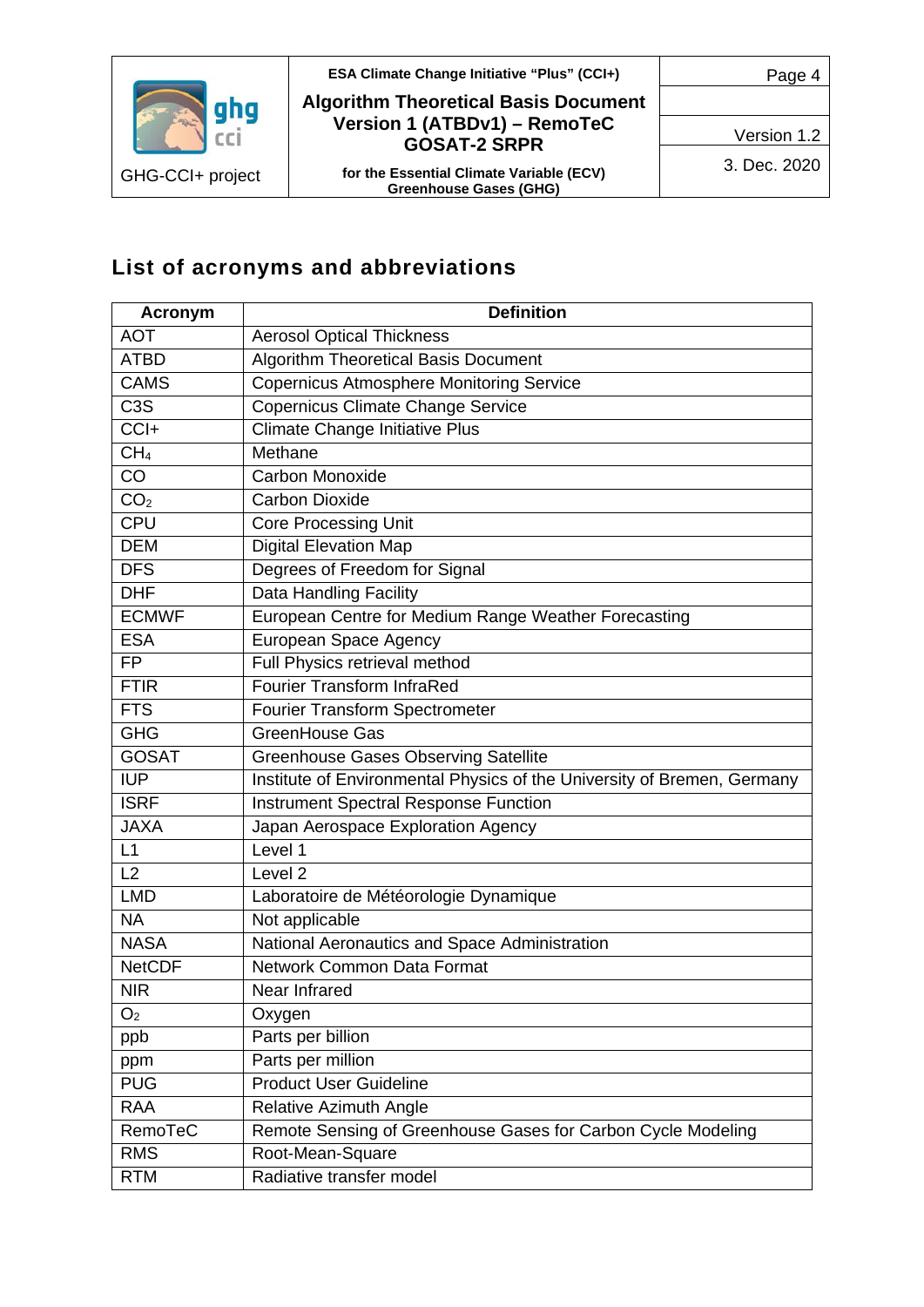## List of acronyms and abbreviations

| Acronym | Definition |
|---|---|
| AOT | Aerosol Optical Thickness |
| ATBD | Algorithm Theoretical Basis Document |
| CAMS | Copernicus Atmosphere Monitoring Service |
| C3S | Copernicus Climate Change Service |
| CCI+ | Climate Change Initiative Plus |
| $CH_4$ | Methane |
| CO | Carbon Monoxide |
| $CO_2$ | Carbon Dioxide |
| CPU | Core Processing Unit |
| DEM | Digital Elevation Map |
| DFS | Degrees of Freedom for Signal |
| DHF | Data Handling Facility |
| ECMWF | European Centre for Medium Range Weather Forecasting |
| ESA | European Space Agency |
| FP | Full Physics retrieval method |
| FTIR | Fourier Transform InfraRed |
| FTS | Fourier Transform Spectrometer |
| GHG | GreenHouse Gas |
| GOSAT | Greenhouse Gases Observing Satellite |
| IUP | Institute of Environmental Physics of the University of Bremen, Germany |
| ISRF | Instrument Spectral Response Function |
| JAXA | Japan Aerospace Exploration Agency |
| L1 | Level 1 |
| L2 | Level 2 |
| LMD | Laboratoire de Météorologie Dynamique |
| NA | Not applicable |
| NASA | National Aeronautics and Space Administration |
| NetCDF | Network Common Data Format |
| NIR | Near Infrared |
| $O_2$ | Oxygen |
| ppb | Parts per billion |
| ppm | Parts per million |
| PUG | Product User Guideline |
| RAA | Relative Azimuth Angle |
| RemoTeC | Remote Sensing of Greenhouse Gases for Carbon Cycle Modeling |
| RMS | Root-Mean-Square |
| RTM | Radiative transfer model |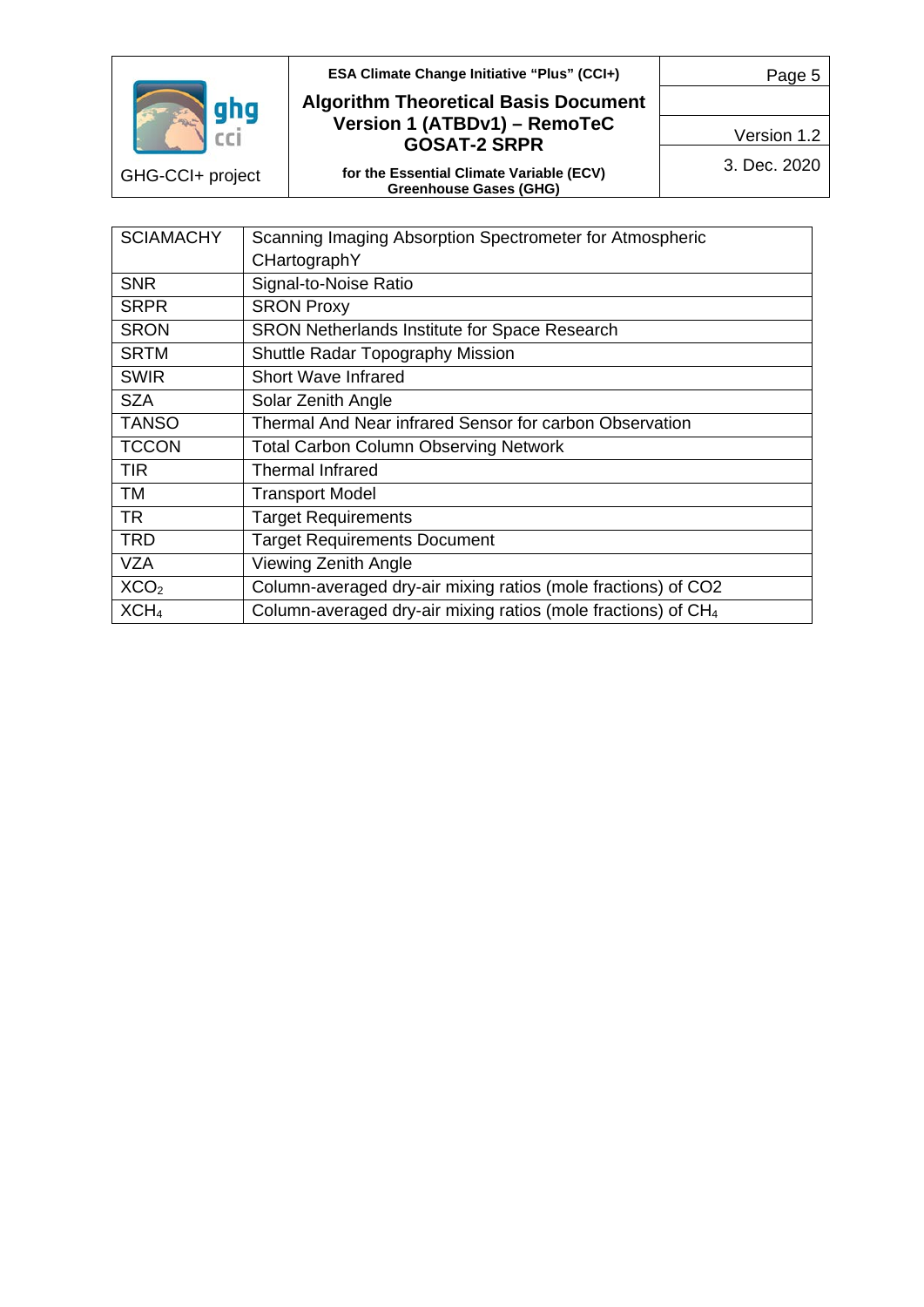| | |
|---|---|
| SCIAMACHY | Scanning Imaging Absorption Spectrometer for Atmospheric CHartographY |
| SNR | Signal-to-Noise Ratio |
| SRPR | SRON Proxy |
| SRON | SRON Netherlands Institute for Space Research |
| SRTM | Shuttle Radar Topography Mission |
| SWIR | Short Wave Infrared |
| SZA | Solar Zenith Angle |
| TANSO | Thermal And Near infrared Sensor for carbon Observation |
| TCCON | Total Carbon Column Observing Network |
| TIR | Thermal Infrared |
| TM | Transport Model |
| TR | Target Requirements |
| TRD | Target Requirements Document |
| VZA | Viewing Zenith Angle |
| $XCO_2$ | Column-averaged dry-air mixing ratios (mole fractions) of CO2 |
| $XCH_4$ | Column-averaged dry-air mixing ratios (mole fractions) of $CH_4$ |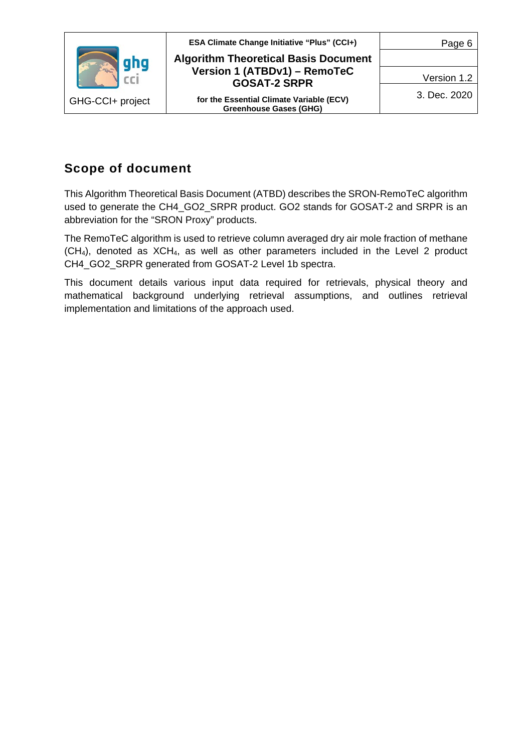## Scope of document

This Algorithm Theoretical Basis Document (ATBD) describes the SRON-RemoTeC algorithm used to generate the CH4_GO2_SRPR product. GO2 stands for GOSAT-2 and SRPR is an abbreviation for the "SRON Proxy" products.

The RemoTeC algorithm is used to retrieve column averaged dry air mole fraction of methane ($CH_4$), denoted as $XCH_4$, as well as other parameters included in the Level 2 product CH4_GO2_SRPR generated from GOSAT-2 Level 1b spectra.

This document details various input data required for retrievals, physical theory and mathematical background underlying retrieval assumptions, and outlines retrieval implementation and limitations of the approach used.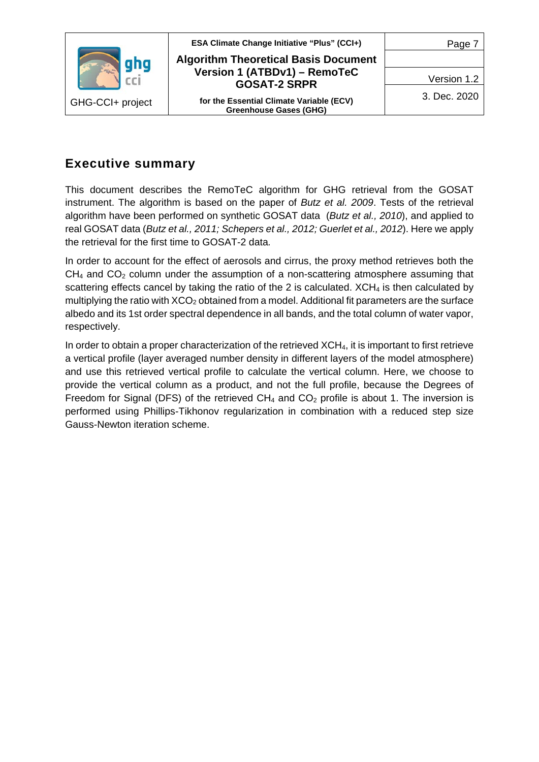## Executive summary

This document describes the RemoTeC algorithm for GHG retrieval from the GOSAT instrument. The algorithm is based on the paper of *Butz et al. 2009*. Tests of the retrieval algorithm have been performed on synthetic GOSAT data (*Butz et al., 2010*), and applied to real GOSAT data (*Butz et al., 2011; Schepers et al., 2012; Guerlet et al., 2012*). Here we apply the retrieval for the first time to GOSAT-2 data.

In order to account for the effect of aerosols and cirrus, the proxy method retrieves both the $CH_4$ and $CO_2$ column under the assumption of a non-scattering atmosphere assuming that scattering effects cancel by taking the ratio of the 2 is calculated. $XCH_4$ is then calculated by multiplying the ratio with $XCO_2$ obtained from a model. Additional fit parameters are the surface albedo and its 1st order spectral dependence in all bands, and the total column of water vapor, respectively.

In order to obtain a proper characterization of the retrieved $XCH_4$, it is important to first retrieve a vertical profile (layer averaged number density in different layers of the model atmosphere) and use this retrieved vertical profile to calculate the vertical column. Here, we choose to provide the vertical column as a product, and not the full profile, because the Degrees of Freedom for Signal (DFS) of the retrieved $CH_4$ and $CO_2$ profile is about 1. The inversion is performed using Phillips-Tikhonov regularization in combination with a reduced step size Gauss-Newton iteration scheme.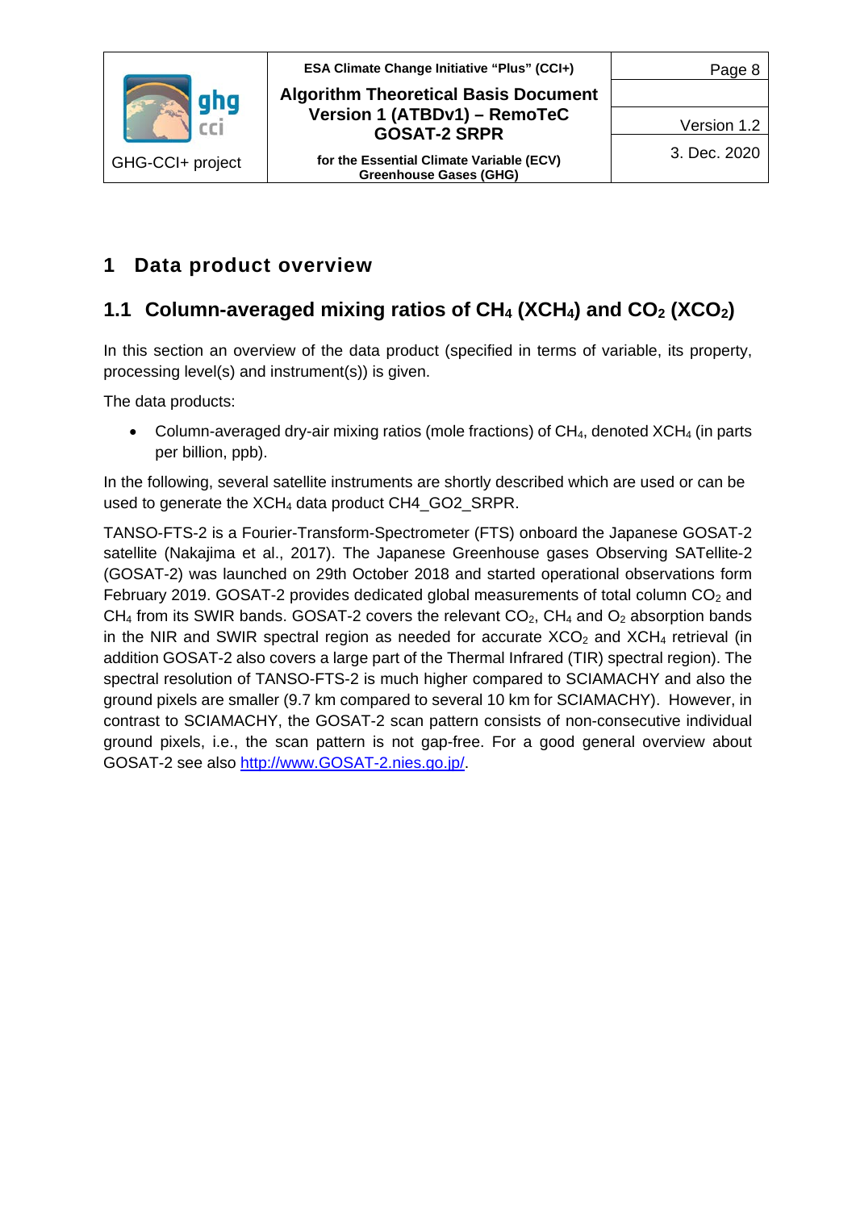# 1 Data product overview

## 1.1 Column-averaged mixing ratios of $CH_4$ ($XCH_4$) and $CO_2$ ($XCO_2$)

In this section an overview of the data product (specified in terms of variable, its property, processing level(s) and instrument(s)) is given.

The data products:

- Column-averaged dry-air mixing ratios (mole fractions) of $CH_4$, denoted $XCH_4$ (in parts per billion, ppb).

In the following, several satellite instruments are shortly described which are used or can be used to generate the $XCH_4$ data product CH4_GO2_SRPR.

TANSO-FTS-2 is a Fourier-Transform-Spectrometer (FTS) onboard the Japanese GOSAT-2 satellite (Nakajima et al., 2017). The Japanese Greenhouse gases Observing SATellite-2 (GOSAT-2) was launched on 29th October 2018 and started operational observations form February 2019. GOSAT-2 provides dedicated global measurements of total column $CO_2$ and $CH_4$ from its SWIR bands. GOSAT-2 covers the relevant $CO_2$, $CH_4$ and $O_2$ absorption bands in the NIR and SWIR spectral region as needed for accurate $XCO_2$ and $XCH_4$ retrieval (in addition GOSAT-2 also covers a large part of the Thermal Infrared (TIR) spectral region). The spectral resolution of TANSO-FTS-2 is much higher compared to SCIAMACHY and also the ground pixels are smaller (9.7 km compared to several 10 km for SCIAMACHY). However, in contrast to SCIAMACHY, the GOSAT-2 scan pattern consists of non-consecutive individual ground pixels, i.e., the scan pattern is not gap-free. For a good general overview about GOSAT-2 see also [http://www.GOSAT-2.nies.go.jp/](http://www.GOSAT-2.nies.go.jp/).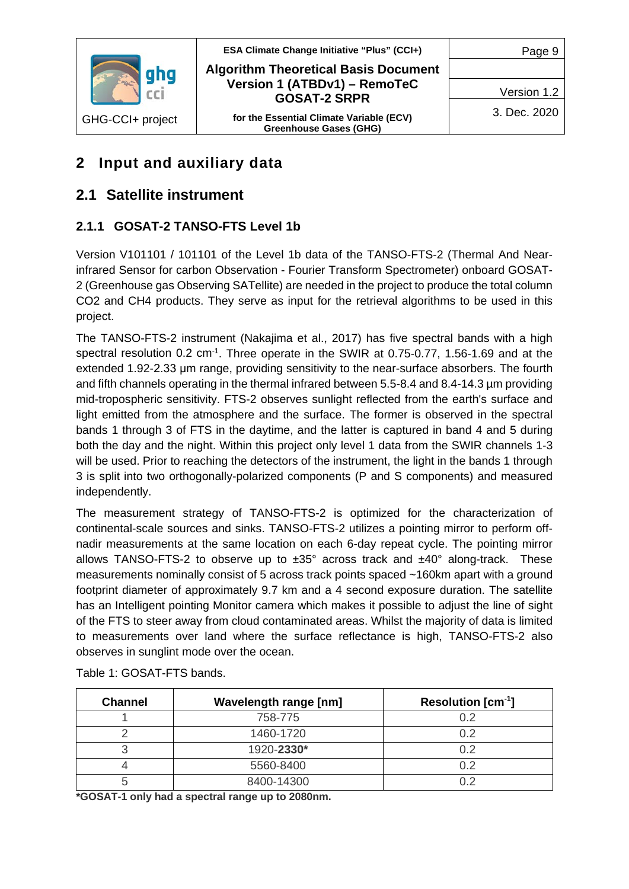# 2 Input and auxiliary data

## 2.1 Satellite instrument

### 2.1.1 GOSAT-2 TANSO-FTS Level 1b

Version V101101 / 101101 of the Level 1b data of the TANSO-FTS-2 (Thermal And Near-infrared Sensor for carbon Observation - Fourier Transform Spectrometer) onboard GOSAT-2 (Greenhouse gas Observing SATellite) are needed in the project to produce the total column CO2 and CH4 products. They serve as input for the retrieval algorithms to be used in this project.

The TANSO-FTS-2 instrument (Nakajima et al., 2017) has five spectral bands with a high spectral resolution 0.2 $cm^{-1}$. Three operate in the SWIR at 0.75-0.77, 1.56-1.69 and at the extended 1.92-2.33 µm range, providing sensitivity to the near-surface absorbers. The fourth and fifth channels operating in the thermal infrared between 5.5-8.4 and 8.4-14.3 µm providing mid-tropospheric sensitivity. FTS-2 observes sunlight reflected from the earth's surface and light emitted from the atmosphere and the surface. The former is observed in the spectral bands 1 through 3 of FTS in the daytime, and the latter is captured in band 4 and 5 during both the day and the night. Within this project only level 1 data from the SWIR channels 1-3 will be used. Prior to reaching the detectors of the instrument, the light in the bands 1 through 3 is split into two orthogonally-polarized components (P and S components) and measured independently.

The measurement strategy of TANSO-FTS-2 is optimized for the characterization of continental-scale sources and sinks. TANSO-FTS-2 utilizes a pointing mirror to perform off-nadir measurements at the same location on each 6-day repeat cycle. The pointing mirror allows TANSO-FTS-2 to observe up to ±35° across track and ±40° along-track. These measurements nominally consist of 5 across track points spaced ~160km apart with a ground footprint diameter of approximately 9.7 km and a 4 second exposure duration. The satellite has an Intelligent pointing Monitor camera which makes it possible to adjust the line of sight of the FTS to steer away from cloud contaminated areas. Whilst the majority of data is limited to measurements over land where the surface reflectance is high, TANSO-FTS-2 also observes in sunglint mode over the ocean.

Table 1: GOSAT-FTS bands.

| Channel | Wavelength range [nm] | Resolution [$cm^{-1}$] |
|---|---|---|
| 1 | 758-775 | 0.2 |
| 2 | 1460-1720 | 0.2 |
| 3 | 1920-**2330*** | 0.2 |
| 4 | 5560-8400 | 0.2 |
| 5 | 8400-14300 | 0.2 |

***GOSAT-1 only had a spectral range up to 2080nm.**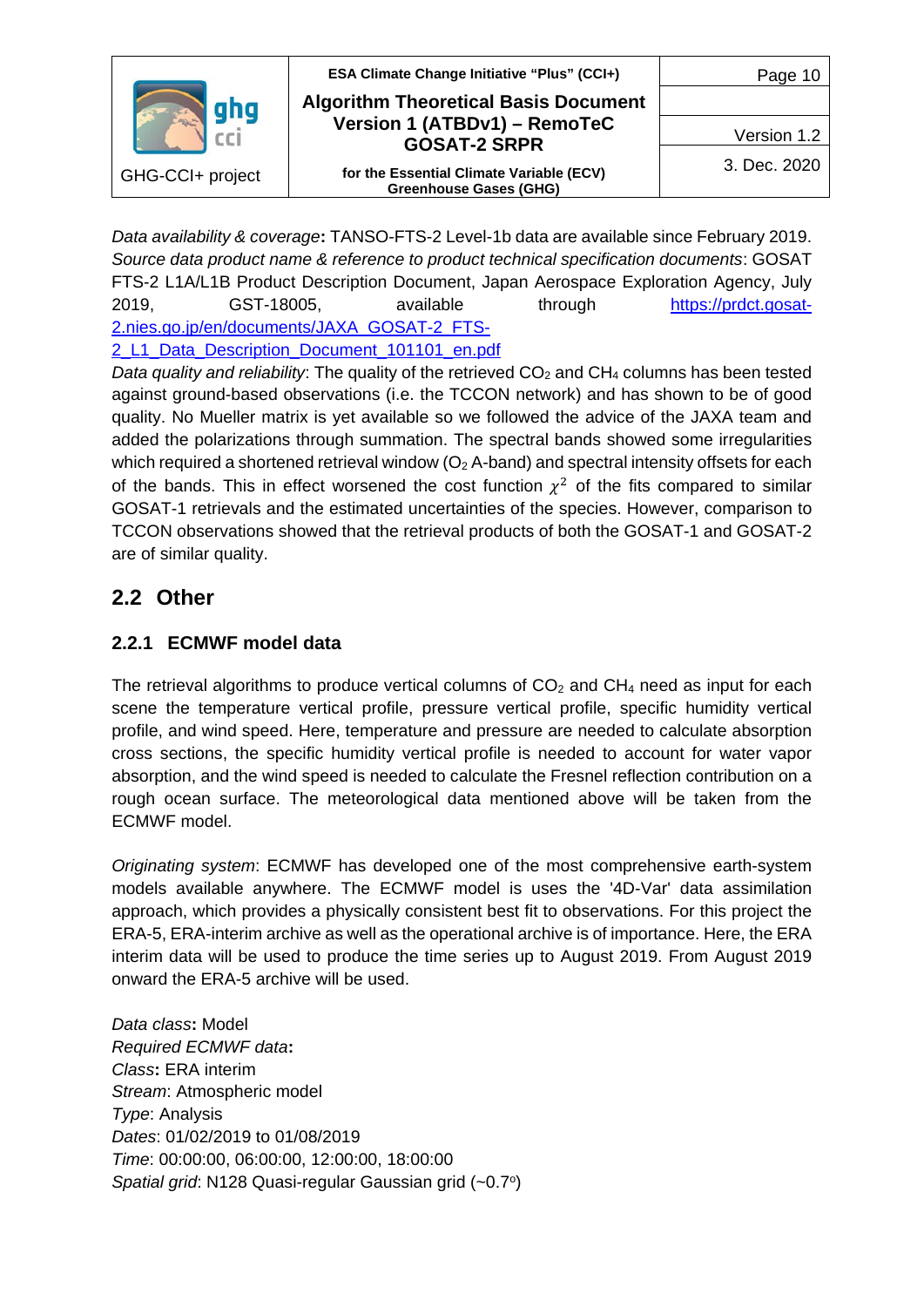*Data availability & coverage*: TANSO-FTS-2 Level-1b data are available since February 2019.
*Source data product name & reference to product technical specification documents*: GOSAT FTS-2 L1A/L1B Product Description Document, Japan Aerospace Exploration Agency, July 2019, GST-18005, available through [https://prdct.gosat-2.nies.go.jp/en/documents/JAXA_GOSAT-2_FTS-2_L1_Data_Description_Document_101101_en.pdf](https://prdct.gosat-2.nies.go.jp/en/documents/JAXA_GOSAT-2_FTS-2_L1_Data_Description_Document_101101_en.pdf)
*Data quality and reliability*: The quality of the retrieved $CO_2$ and $CH_4$ columns has been tested against ground-based observations (i.e. the TCCON network) and has shown to be of good quality. No Mueller matrix is yet available so we followed the advice of the JAXA team and added the polarizations through summation. The spectral bands showed some irregularities which required a shortened retrieval window ($O_2$ A-band) and spectral intensity offsets for each of the bands. This in effect worsened the cost function $\chi^2$ of the fits compared to similar GOSAT-1 retrievals and the estimated uncertainties of the species. However, comparison to TCCON observations showed that the retrieval products of both the GOSAT-1 and GOSAT-2 are of similar quality.

## 2.2 Other

### 2.2.1 ECMWF model data

The retrieval algorithms to produce vertical columns of $CO_2$ and $CH_4$ need as input for each scene the temperature vertical profile, pressure vertical profile, specific humidity vertical profile, and wind speed. Here, temperature and pressure are needed to calculate absorption cross sections, the specific humidity vertical profile is needed to account for water vapor absorption, and the wind speed is needed to calculate the Fresnel reflection contribution on a rough ocean surface. The meteorological data mentioned above will be taken from the ECMWF model.

*Originating system*: ECMWF has developed one of the most comprehensive earth-system models available anywhere. The ECMWF model is uses the '4D-Var' data assimilation approach, which provides a physically consistent best fit to observations. For this project the ERA-5, ERA-interim archive as well as the operational archive is of importance. Here, the ERA interim data will be used to produce the time series up to August 2019. From August 2019 onward the ERA-5 archive will be used.

*Data class*: Model
*Required ECMWF data*:
*Class*: ERA interim
*Stream*: Atmospheric model
*Type*: Analysis
*Dates*: 01/02/2019 to 01/08/2019
*Time*: 00:00:00, 06:00:00, 12:00:00, 18:00:00
*Spatial grid*: N128 Quasi-regular Gaussian grid (~0.7°)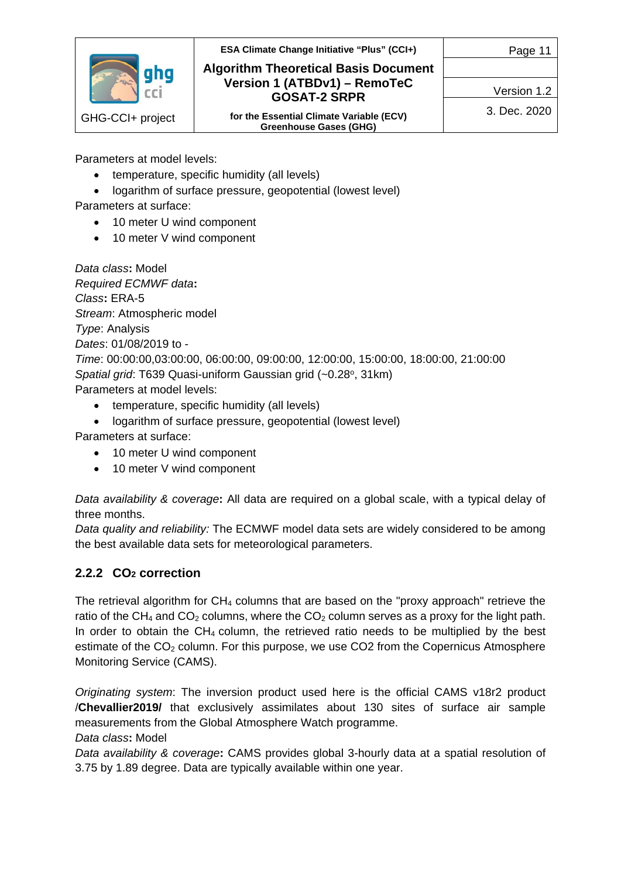Parameters at model levels:

- temperature, specific humidity (all levels)
- logarithm of surface pressure, geopotential (lowest level)

Parameters at surface:

- 10 meter U wind component
- 10 meter V wind component

*Data class***:** Model
*Required ECMWF data***:**
*Class***:** ERA-5
*Stream*: Atmospheric model
*Type*: Analysis
*Dates*: 01/08/2019 to -
*Time*: 00:00:00,03:00:00, 06:00:00, 09:00:00, 12:00:00, 15:00:00, 18:00:00, 21:00:00
*Spatial grid*: T639 Quasi-uniform Gaussian grid (~0.28$^o$, 31km)
Parameters at model levels:

- temperature, specific humidity (all levels)
- logarithm of surface pressure, geopotential (lowest level)

Parameters at surface:

- 10 meter U wind component
- 10 meter V wind component

*Data availability & coverage***:** All data are required on a global scale, with a typical delay of three months.
*Data quality and reliability:* The ECMWF model data sets are widely considered to be among the best available data sets for meteorological parameters.

### 2.2.2 $CO_2$ correction

The retrieval algorithm for $CH_4$ columns that are based on the "proxy approach" retrieve the ratio of the $CH_4$ and $CO_2$ columns, where the $CO_2$ column serves as a proxy for the light path. In order to obtain the $CH_4$ column, the retrieved ratio needs to be multiplied by the best estimate of the $CO_2$ column. For this purpose, we use CO2 from the Copernicus Atmosphere Monitoring Service (CAMS).

*Originating system*: The inversion product used here is the official CAMS v18r2 product /**Chevallier2019/** that exclusively assimilates about 130 sites of surface air sample measurements from the Global Atmosphere Watch programme.
*Data class***:** Model
*Data availability & coverage***:** CAMS provides global 3-hourly data at a spatial resolution of 3.75 by 1.89 degree. Data are typically available within one year.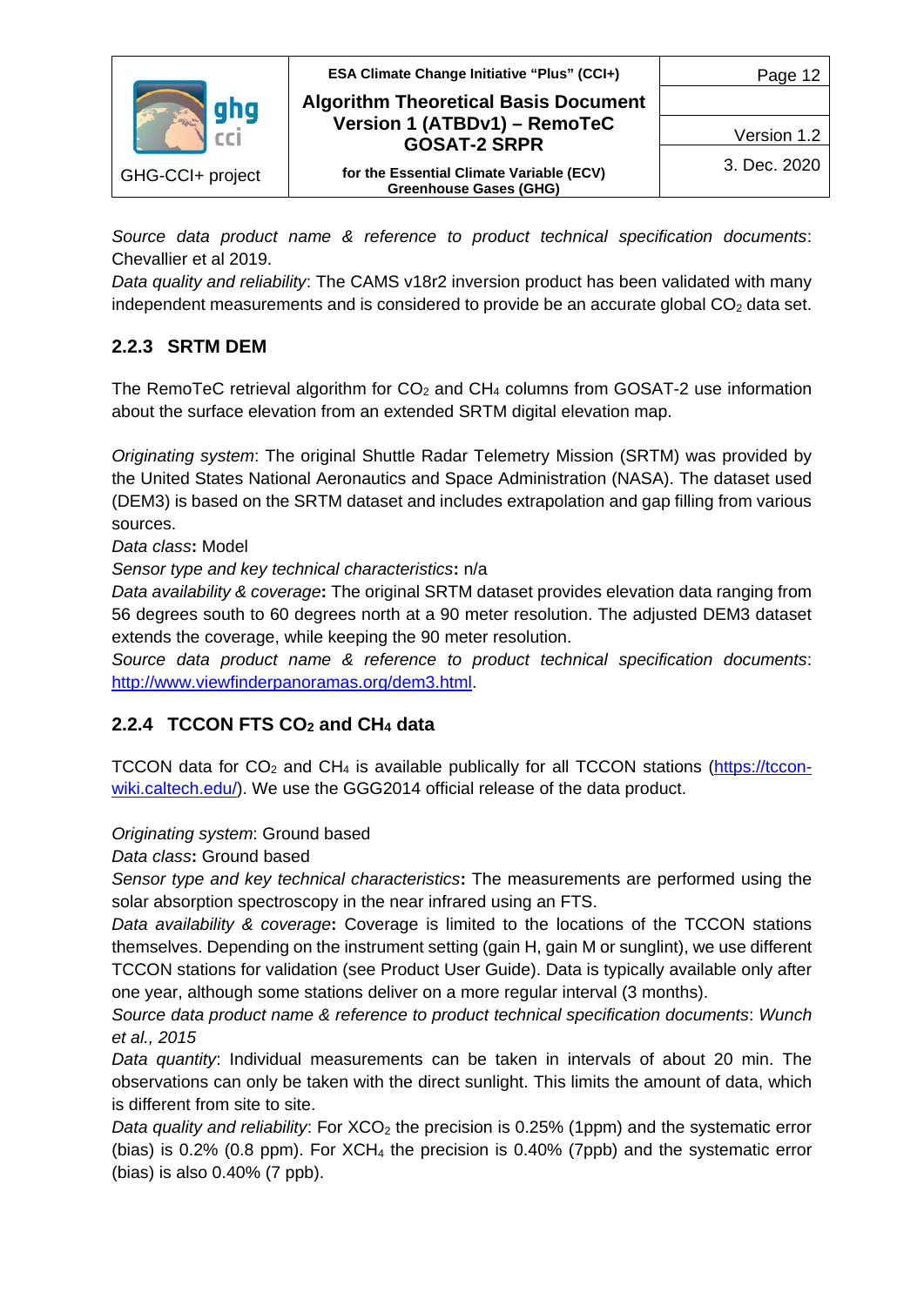*Source data product name & reference to product technical specification documents*: Chevallier et al 2019.
*Data quality and reliability*: The CAMS v18r2 inversion product has been validated with many independent measurements and is considered to provide be an accurate global $CO_2$ data set.

### 2.2.3 SRTM DEM

The RemoTeC retrieval algorithm for $CO_2$ and $CH_4$ columns from GOSAT-2 use information about the surface elevation from an extended SRTM digital elevation map.

*Originating system*: The original Shuttle Radar Telemetry Mission (SRTM) was provided by the United States National Aeronautics and Space Administration (NASA). The dataset used (DEM3) is based on the SRTM dataset and includes extrapolation and gap filling from various sources.
*Data class*: Model
*Sensor type and key technical characteristics*: n/a
*Data availability & coverage*: The original SRTM dataset provides elevation data ranging from 56 degrees south to 60 degrees north at a 90 meter resolution. The adjusted DEM3 dataset extends the coverage, while keeping the 90 meter resolution.
*Source data product name & reference to product technical specification documents*: http://www.viewfinderpanoramas.org/dem3.html.

### 2.2.4 TCCON FTS $CO_2$ and $CH_4$ data

TCCON data for $CO_2$ and $CH_4$ is available publically for all TCCON stations (https://tccon-wiki.caltech.edu/). We use the GGG2014 official release of the data product.

*Originating system*: Ground based
*Data class*: Ground based
*Sensor type and key technical characteristics*: The measurements are performed using the solar absorption spectroscopy in the near infrared using an FTS.
*Data availability & coverage*: Coverage is limited to the locations of the TCCON stations themselves. Depending on the instrument setting (gain H, gain M or sunglint), we use different TCCON stations for validation (see Product User Guide). Data is typically available only after one year, although some stations deliver on a more regular interval (3 months).
*Source data product name & reference to product technical specification documents*: *Wunch et al., 2015*
*Data quantity*: Individual measurements can be taken in intervals of about 20 min. The observations can only be taken with the direct sunlight. This limits the amount of data, which is different from site to site.
*Data quality and reliability*: For $XCO_2$ the precision is 0.25% (1ppm) and the systematic error (bias) is 0.2% (0.8 ppm). For $XCH_4$ the precision is 0.40% (7ppb) and the systematic error (bias) is also 0.40% (7 ppb).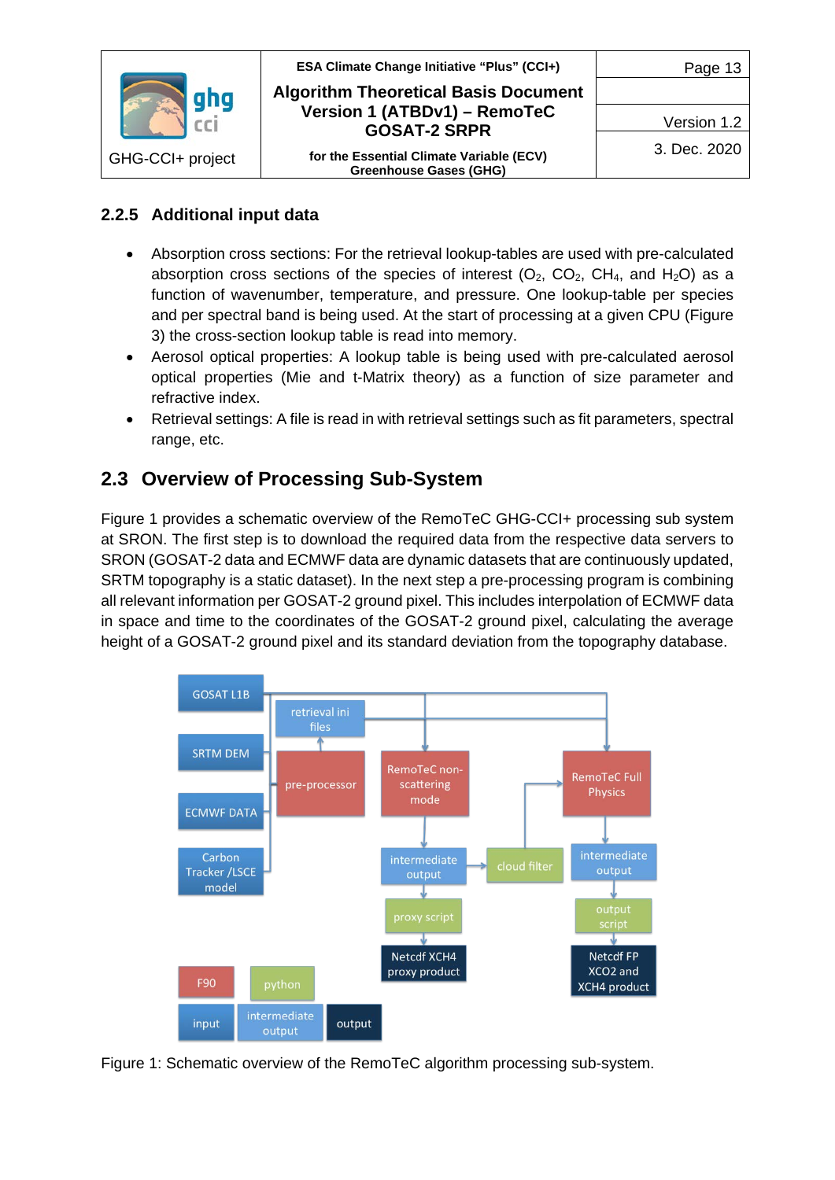### 2.2.5 Additional input data

- Absorption cross sections: For the retrieval lookup-tables are used with pre-calculated absorption cross sections of the species of interest ($O_2$, $CO_2$, $CH_4$, and $H_2O$) as a function of wavenumber, temperature, and pressure. One lookup-table per species and per spectral band is being used. At the start of processing at a given CPU (Figure 3) the cross-section lookup table is read into memory.
- Aerosol optical properties: A lookup table is being used with pre-calculated aerosol optical properties (Mie and t-Matrix theory) as a function of size parameter and refractive index.
- Retrieval settings: A file is read in with retrieval settings such as fit parameters, spectral range, etc.

## 2.3 Overview of Processing Sub-System

Figure 1 provides a schematic overview of the RemoTeC GHG-CCI+ processing sub system at SRON. The first step is to download the required data from the respective data servers to SRON (GOSAT-2 data and ECMWF data are dynamic datasets that are continuously updated, SRTM topography is a static dataset). In the next step a pre-processing program is combining all relevant information per GOSAT-2 ground pixel. This includes interpolation of ECMWF data in space and time to the coordinates of the GOSAT-2 ground pixel, calculating the average height of a GOSAT-2 ground pixel and its standard deviation from the topography database.

Figure 1: Schematic overview of the RemoTeC algorithm processing sub-system.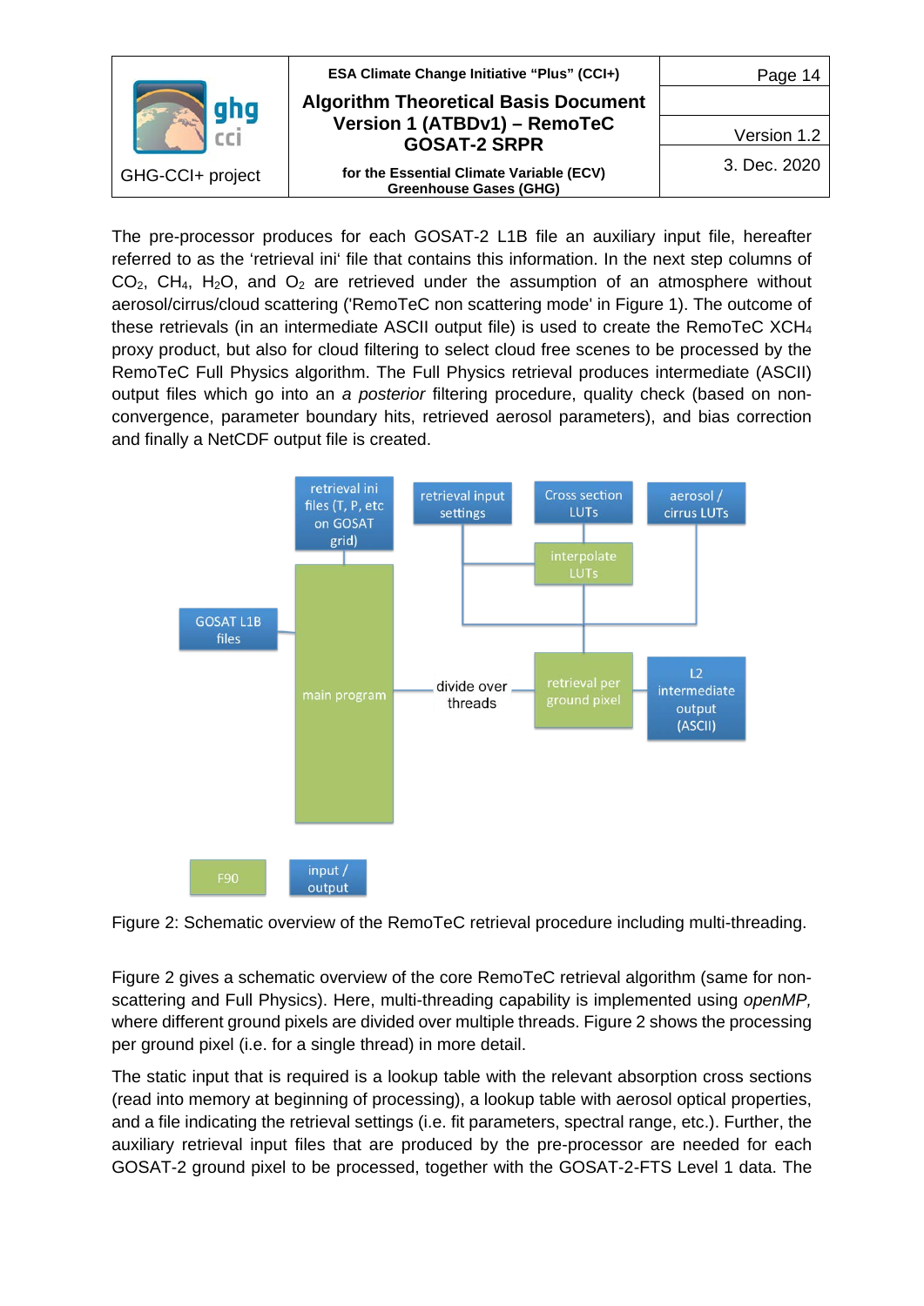The pre-processor produces for each GOSAT-2 L1B file an auxiliary input file, hereafter referred to as the 'retrieval ini' file that contains this information. In the next step columns of $CO_2$, $CH_4$, $H_2O$, and $O_2$ are retrieved under the assumption of an atmosphere without aerosol/cirrus/cloud scattering ('RemoTeC non scattering mode' in Figure 1). The outcome of these retrievals (in an intermediate ASCII output file) is used to create the RemoTeC $XCH_4$ proxy product, but also for cloud filtering to select cloud free scenes to be processed by the RemoTeC Full Physics algorithm. The Full Physics retrieval produces intermediate (ASCII) output files which go into an *a posterior* filtering procedure, quality check (based on non-convergence, parameter boundary hits, retrieved aerosol parameters), and bias correction and finally a NetCDF output file is created.

retrieval ini files (T, P, etc on GOSAT grid)

retrieval input settings

Cross section LUTs

aerosol / cirrus LUTs

interpolate LUTs

GOSAT L1B files

main program

divide over threads

retrieval per ground pixel

L2 intermediate output (ASCII)

F90

input / output

Figure 2: Schematic overview of the RemoTeC retrieval procedure including multi-threading.

Figure 2 gives a schematic overview of the core RemoTeC retrieval algorithm (same for non-scattering and Full Physics). Here, multi-threading capability is implemented using *openMP,* where different ground pixels are divided over multiple threads. Figure 2 shows the processing per ground pixel (i.e. for a single thread) in more detail.

The static input that is required is a lookup table with the relevant absorption cross sections (read into memory at beginning of processing), a lookup table with aerosol optical properties, and a file indicating the retrieval settings (i.e. fit parameters, spectral range, etc.). Further, the auxiliary retrieval input files that are produced by the pre-processor are needed for each GOSAT-2 ground pixel to be processed, together with the GOSAT-2-FTS Level 1 data. The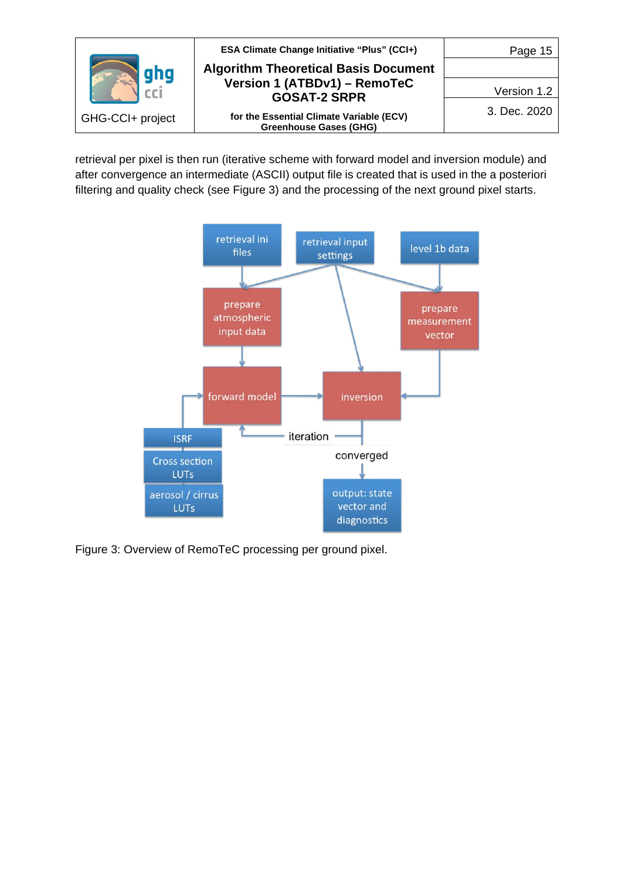retrieval per pixel is then run (iterative scheme with forward model and inversion module) and after convergence an intermediate (ASCII) output file is created that is used in the a posteriori filtering and quality check (see Figure 3) and the processing of the next ground pixel starts.

Figure 3: Overview of RemoTeC processing per ground pixel.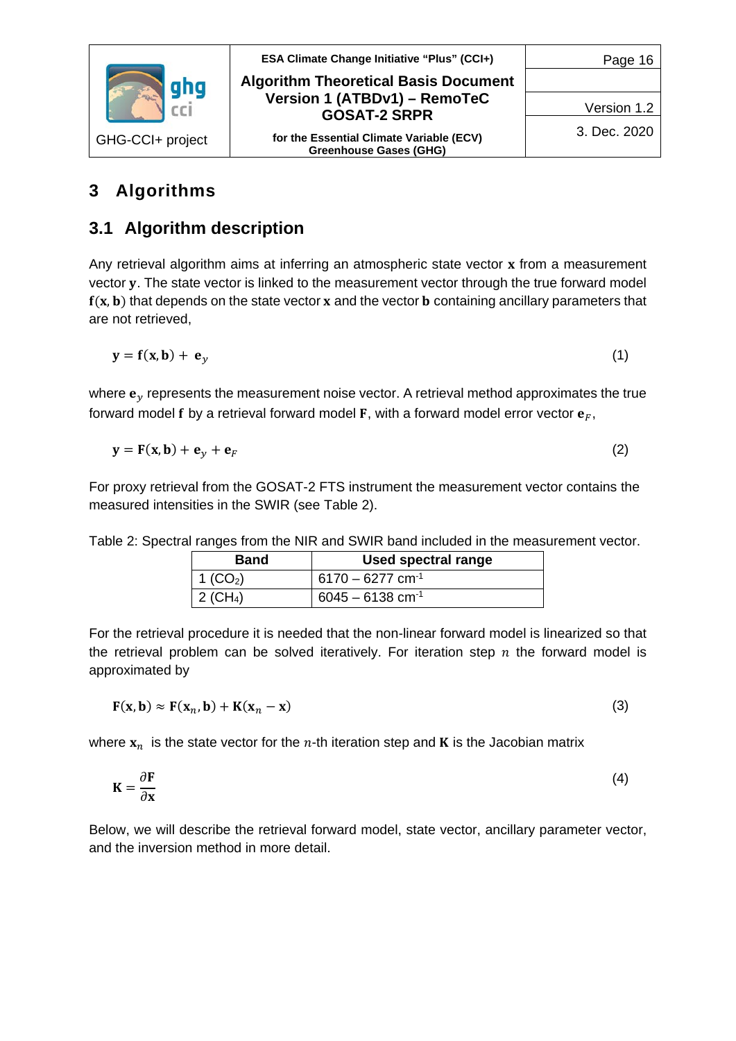# 3 Algorithms

## 3.1 Algorithm description

Any retrieval algorithm aims at inferring an atmospheric state vector $\mathbf{x}$ from a measurement vector $\mathbf{y}$. The state vector is linked to the measurement vector through the true forward model $\mathbf{f}(\mathbf{x}, \mathbf{b})$ that depends on the state vector $\mathbf{x}$ and the vector $\mathbf{b}$ containing ancillary parameters that are not retrieved,

$$\mathbf{y} = \mathbf{f}(\mathbf{x}, \mathbf{b}) + \mathbf{e}_y \tag{1}$$

where $\mathbf{e}_y$ represents the measurement noise vector. A retrieval method approximates the true forward model $\mathbf{f}$ by a retrieval forward model $\mathbf{F}$, with a forward model error vector $\mathbf{e}_F$,

$$\mathbf{y} = \mathbf{F}(\mathbf{x}, \mathbf{b}) + \mathbf{e}_y + \mathbf{e}_F \tag{2}$$

For proxy retrieval from the GOSAT-2 FTS instrument the measurement vector contains the measured intensities in the SWIR (see Table 2).

Table 2: Spectral ranges from the NIR and SWIR band included in the measurement vector.

| Band | Used spectral range |
|---|---|
| 1 ($CO_2$) | 6170 – 6277 $cm^{-1}$ |
| 2 ($CH_4$) | 6045 – 6138 $cm^{-1}$ |

For the retrieval procedure it is needed that the non-linear forward model is linearized so that the retrieval problem can be solved iteratively. For iteration step $n$ the forward model is approximated by

$$\mathbf{F}(\mathbf{x}, \mathbf{b}) \approx \mathbf{F}(\mathbf{x}_n, \mathbf{b}) + \mathbf{K}(\mathbf{x}_n - \mathbf{x}) \tag{3}$$

where $\mathbf{x}_n$ is the state vector for the $n$-th iteration step and $\mathbf{K}$ is the Jacobian matrix

$$\mathbf{K} = \frac{\partial \mathbf{F}}{\partial \mathbf{x}} \tag{4}$$

Below, we will describe the retrieval forward model, state vector, ancillary parameter vector, and the inversion method in more detail.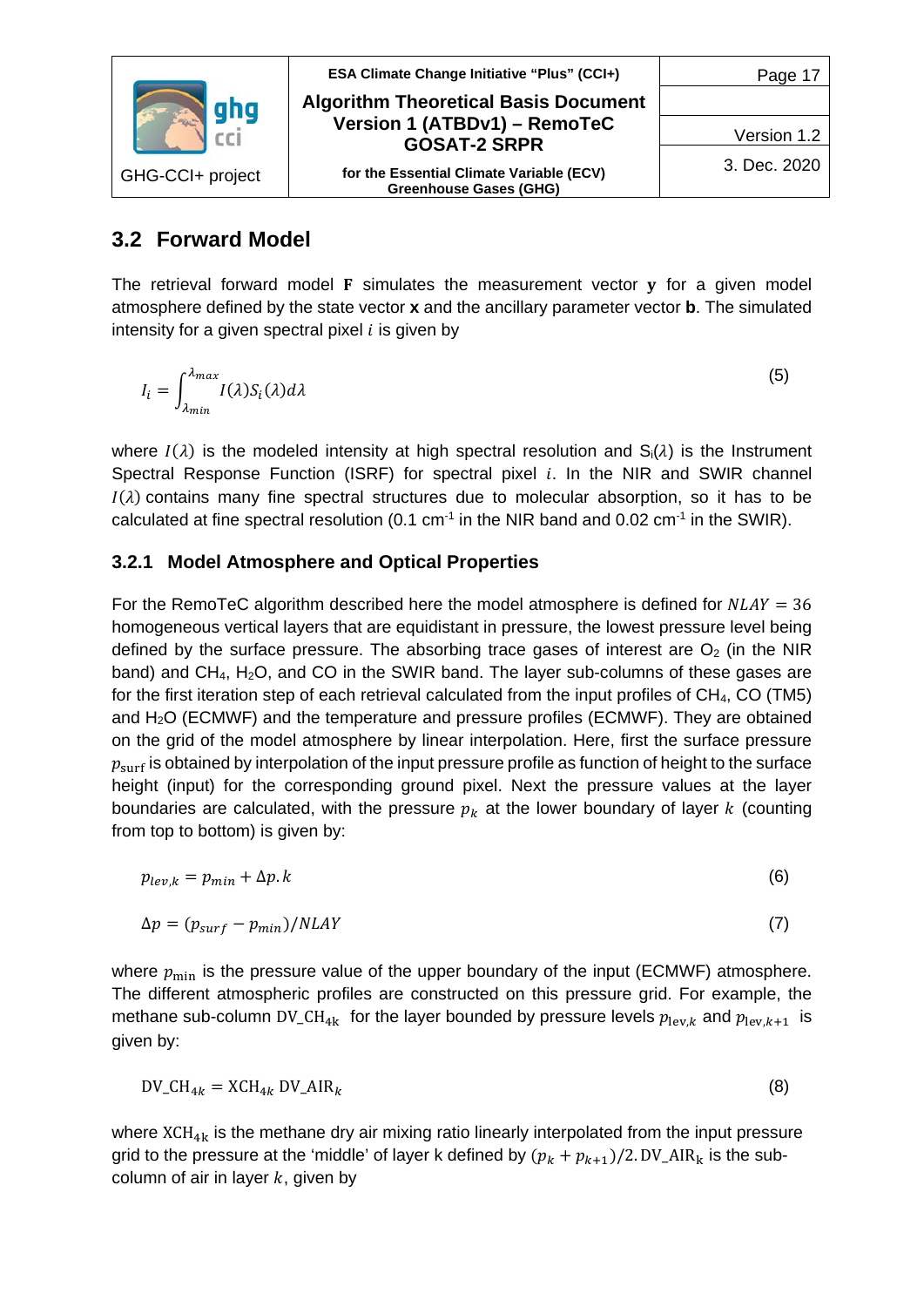## 3.2 Forward Model

The retrieval forward model $\mathbf{F}$ simulates the measurement vector $\mathbf{y}$ for a given model atmosphere defined by the state vector **x** and the ancillary parameter vector **b**. The simulated intensity for a given spectral pixel $i$ is given by

$$I_i = \int_{\lambda_{min}}^{\lambda_{max}} I(\lambda) S_i(\lambda) d\lambda \tag{5}$$

where $I(\lambda)$ is the modeled intensity at high spectral resolution and $S_i(\lambda)$ is the Instrument Spectral Response Function (ISRF) for spectral pixel $i$. In the NIR and SWIR channel $I(\lambda)$ contains many fine spectral structures due to molecular absorption, so it has to be calculated at fine spectral resolution (0.1 $cm^{-1}$ in the NIR band and 0.02 $cm^{-1}$ in the SWIR).

### 3.2.1 Model Atmosphere and Optical Properties

For the RemoTeC algorithm described here the model atmosphere is defined for $NLAY = 36$ homogeneous vertical layers that are equidistant in pressure, the lowest pressure level being defined by the surface pressure. The absorbing trace gases of interest are $O_2$ (in the NIR band) and $CH_4$, $H_2O$, and CO in the SWIR band. The layer sub-columns of these gases are for the first iteration step of each retrieval calculated from the input profiles of $CH_4$, CO (TM5) and $H_2O$ (ECMWF) and the temperature and pressure profiles (ECMWF). They are obtained on the grid of the model atmosphere by linear interpolation. Here, first the surface pressure $p_{\mathrm{surf}}$ is obtained by interpolation of the input pressure profile as function of height to the surface height (input) for the corresponding ground pixel. Next the pressure values at the layer boundaries are calculated, with the pressure $p_k$ at the lower boundary of layer $k$ (counting from top to bottom) is given by:

$$p_{lev,k} = p_{min} + \Delta p . k \tag{6}$$

$$\Delta p = (p_{surf} - p_{min})/NLAY \tag{7}$$

where $p_{\mathrm{min}}$ is the pressure value of the upper boundary of the input (ECMWF) atmosphere. The different atmospheric profiles are constructed on this pressure grid. For example, the methane sub-column $\mathrm{DV\_CH}_{4\mathrm{k}}$ for the layer bounded by pressure levels $p_{\mathrm{lev},k}$ and $p_{\mathrm{lev},k+1}$ is given by:

$$\mathrm{DV\_CH}_{4k} = \mathrm{XCH}_{4k}\, \mathrm{DV\_AIR}_k \tag{8}$$

where $\mathrm{XCH}_{4\mathrm{k}}$ is the methane dry air mixing ratio linearly interpolated from the input pressure grid to the pressure at the 'middle' of layer k defined by $(p_k + p_{k+1})/2$. $\mathrm{DV\_AIR}_\mathrm{k}$ is the sub-column of air in layer $k$, given by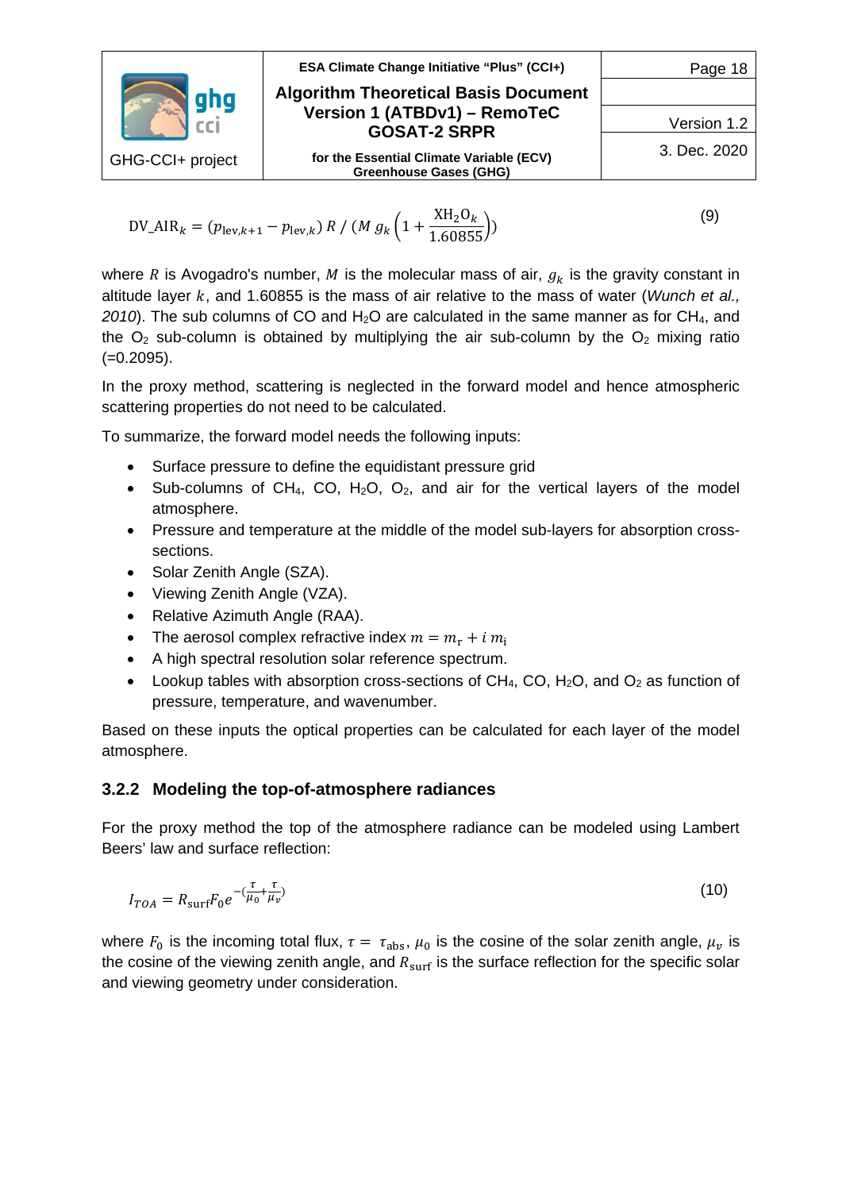$$\mathrm{DV\_AIR}_k = (p_{\mathrm{lev},k+1} - p_{\mathrm{lev},k})\, R \,/\, (M\, g_k \left(1 + \frac{\mathrm{XH_2O}_k}{1.60855}\right)) \tag{9}$$

where $R$ is Avogadro's number, $M$ is the molecular mass of air, $g_k$ is the gravity constant in altitude layer $k$, and 1.60855 is the mass of air relative to the mass of water (*Wunch et al., 2010*). The sub columns of CO and $H_2O$ are calculated in the same manner as for $CH_4$, and the $O_2$ sub-column is obtained by multiplying the air sub-column by the $O_2$ mixing ratio (=0.2095).

In the proxy method, scattering is neglected in the forward model and hence atmospheric scattering properties do not need to be calculated.

To summarize, the forward model needs the following inputs:

- Surface pressure to define the equidistant pressure grid
- Sub-columns of $CH_4$, CO, $H_2O$, $O_2$, and air for the vertical layers of the model atmosphere.
- Pressure and temperature at the middle of the model sub-layers for absorption cross-sections.
- Solar Zenith Angle (SZA).
- Viewing Zenith Angle (VZA).
- Relative Azimuth Angle (RAA).
- The aerosol complex refractive index $m = m_\mathrm{r} + i\, m_\mathrm{i}$
- A high spectral resolution solar reference spectrum.
- Lookup tables with absorption cross-sections of $CH_4$, CO, $H_2O$, and $O_2$ as function of pressure, temperature, and wavenumber.

Based on these inputs the optical properties can be calculated for each layer of the model atmosphere.

### 3.2.2 Modeling the top-of-atmosphere radiances

For the proxy method the top of the atmosphere radiance can be modeled using Lambert Beers' law and surface reflection:

$$I_{TOA} = R_{\mathrm{surf}} F_0 e^{-(\frac{\tau}{\mu_0} + \frac{\tau}{\mu_v})} \tag{10}$$

where $F_0$ is the incoming total flux, $\tau = \tau_{\mathrm{abs}}$, $\mu_0$ is the cosine of the solar zenith angle, $\mu_v$ is the cosine of the viewing zenith angle, and $R_{\mathrm{surf}}$ is the surface reflection for the specific solar and viewing geometry under consideration.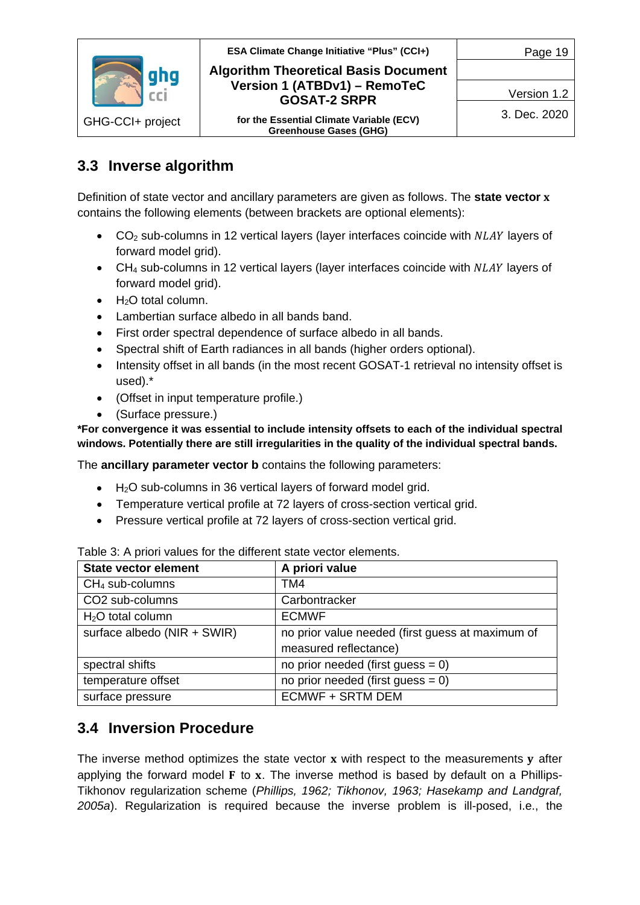## 3.3 Inverse algorithm

Definition of state vector and ancillary parameters are given as follows. The **state vector $\mathbf{x}$** contains the following elements (between brackets are optional elements):

- $CO_2$ sub-columns in 12 vertical layers (layer interfaces coincide with $NLAY$ layers of forward model grid).
- $CH_4$ sub-columns in 12 vertical layers (layer interfaces coincide with $NLAY$ layers of forward model grid).
- $H_2O$ total column.
- Lambertian surface albedo in all bands band.
- First order spectral dependence of surface albedo in all bands.
- Spectral shift of Earth radiances in all bands (higher orders optional).
- Intensity offset in all bands (in the most recent GOSAT-1 retrieval no intensity offset is used).*
- (Offset in input temperature profile.)
- (Surface pressure.)

***For convergence it was essential to include intensity offsets to each of the individual spectral windows. Potentially there are still irregularities in the quality of the individual spectral bands.**

The **ancillary parameter vector b** contains the following parameters:

- $H_2O$ sub-columns in 36 vertical layers of forward model grid.
- Temperature vertical profile at 72 layers of cross-section vertical grid.
- Pressure vertical profile at 72 layers of cross-section vertical grid.

Table 3: A priori values for the different state vector elements.

| State vector element | A priori value |
|---|---|
| $CH_4$ sub-columns | TM4 |
| CO2 sub-columns | Carbontracker |
| $H_2O$ total column | ECMWF |
| surface albedo (NIR + SWIR) | no prior value needed (first guess at maximum of measured reflectance) |
| spectral shifts | no prior needed (first guess = 0) |
| temperature offset | no prior needed (first guess = 0) |
| surface pressure | ECMWF + SRTM DEM |

## 3.4 Inversion Procedure

The inverse method optimizes the state vector $\mathbf{x}$ with respect to the measurements $\mathbf{y}$ after applying the forward model $\mathbf{F}$ to $\mathbf{x}$. The inverse method is based by default on a Phillips-Tikhonov regularization scheme (*Phillips, 1962; Tikhonov, 1963; Hasekamp and Landgraf, 2005a*). Regularization is required because the inverse problem is ill-posed, i.e., the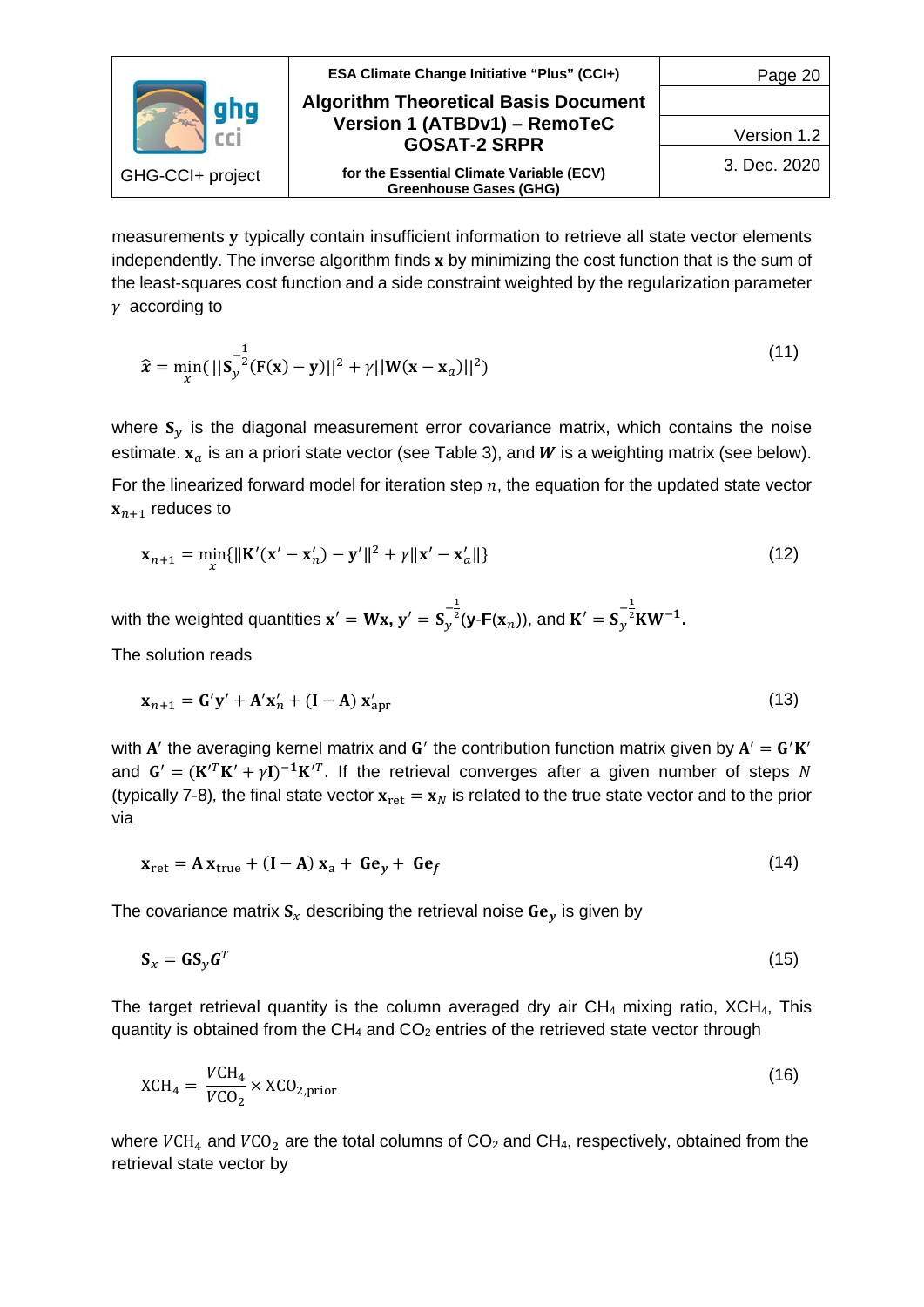measurements $\mathbf{y}$ typically contain insufficient information to retrieve all state vector elements independently. The inverse algorithm finds $\mathbf{x}$ by minimizing the cost function that is the sum of the least-squares cost function and a side constraint weighted by the regularization parameter $\gamma$ according to

$$\hat{x} = \min_{x}( ||\mathbf{S}_y^{-\frac{1}{2}}(\mathbf{F}(\mathbf{x}) - \mathbf{y})||^2 + \gamma||\mathbf{W}(\mathbf{x} - \mathbf{x}_a)||^2) \tag{11}$$

where $\mathbf{S}_y$ is the diagonal measurement error covariance matrix, which contains the noise estimate. $\mathbf{x}_a$ is an a priori state vector (see Table 3), and $\boldsymbol{W}$ is a weighting matrix (see below).

For the linearized forward model for iteration step $n$, the equation for the updated state vector $\mathbf{x}_{n+1}$ reduces to

$$\mathbf{x}_{n+1} = \min_{x}\{\|\mathbf{K}'(\mathbf{x}' - \mathbf{x}'_n) - \mathbf{y}'\|^2 + \gamma\|\mathbf{x}' - \mathbf{x}'_a\|\} \tag{12}$$

with the weighted quantities $\mathbf{x}' = \mathbf{W}\mathbf{x}$, $\mathbf{y}' = \mathbf{S}_y^{-\frac{1}{2}}(\mathbf{y}\text{-}\mathbf{F}(\mathbf{x}_n))$, and $\mathbf{K}' = \mathbf{S}_y^{-\frac{1}{2}}\mathbf{K}\mathbf{W}^{-1}$.

The solution reads

$$\mathbf{x}_{n+1} = \mathbf{G}'\mathbf{y}' + \mathbf{A}'\mathbf{x}'_n + (\mathbf{I} - \mathbf{A})\,\mathbf{x}'_{\text{apr}} \tag{13}$$

with $\mathbf{A}'$ the averaging kernel matrix and $\mathbf{G}'$ the contribution function matrix given by $\mathbf{A}' = \mathbf{G}'\mathbf{K}'$ and $\mathbf{G}' = (\mathbf{K}'^T\mathbf{K}' + \gamma\mathbf{I})^{-1}\mathbf{K}'^T$. If the retrieval converges after a given number of steps $N$ (typically 7-8), the final state vector $\mathbf{x}_{\text{ret}} = \mathbf{x}_N$ is related to the true state vector and to the prior via

$$\mathbf{x}_{\text{ret}} = \mathbf{A}\,\mathbf{x}_{\text{true}} + (\mathbf{I} - \mathbf{A})\,\mathbf{x}_{\text{a}} + \mathbf{G}\mathbf{e}_y + \mathbf{G}\mathbf{e}_f \tag{14}$$

The covariance matrix $\mathbf{S}_x$ describing the retrieval noise $\mathbf{G}\mathbf{e}_y$ is given by

$$\mathbf{S}_x = \mathbf{G}\mathbf{S}_y\boldsymbol{G}^T \tag{15}$$

The target retrieval quantity is the column averaged dry air $CH_4$ mixing ratio, $XCH_4$, This quantity is obtained from the $CH_4$ and $CO_2$ entries of the retrieved state vector through

$$\text{XCH}_4 = \frac{V\text{CH}_4}{V\text{CO}_2} \times \text{XCO}_{2,\text{prior}} \tag{16}$$

where $V\text{CH}_4$ and $V\text{CO}_2$ are the total columns of $CO_2$ and $CH_4$, respectively, obtained from the retrieval state vector by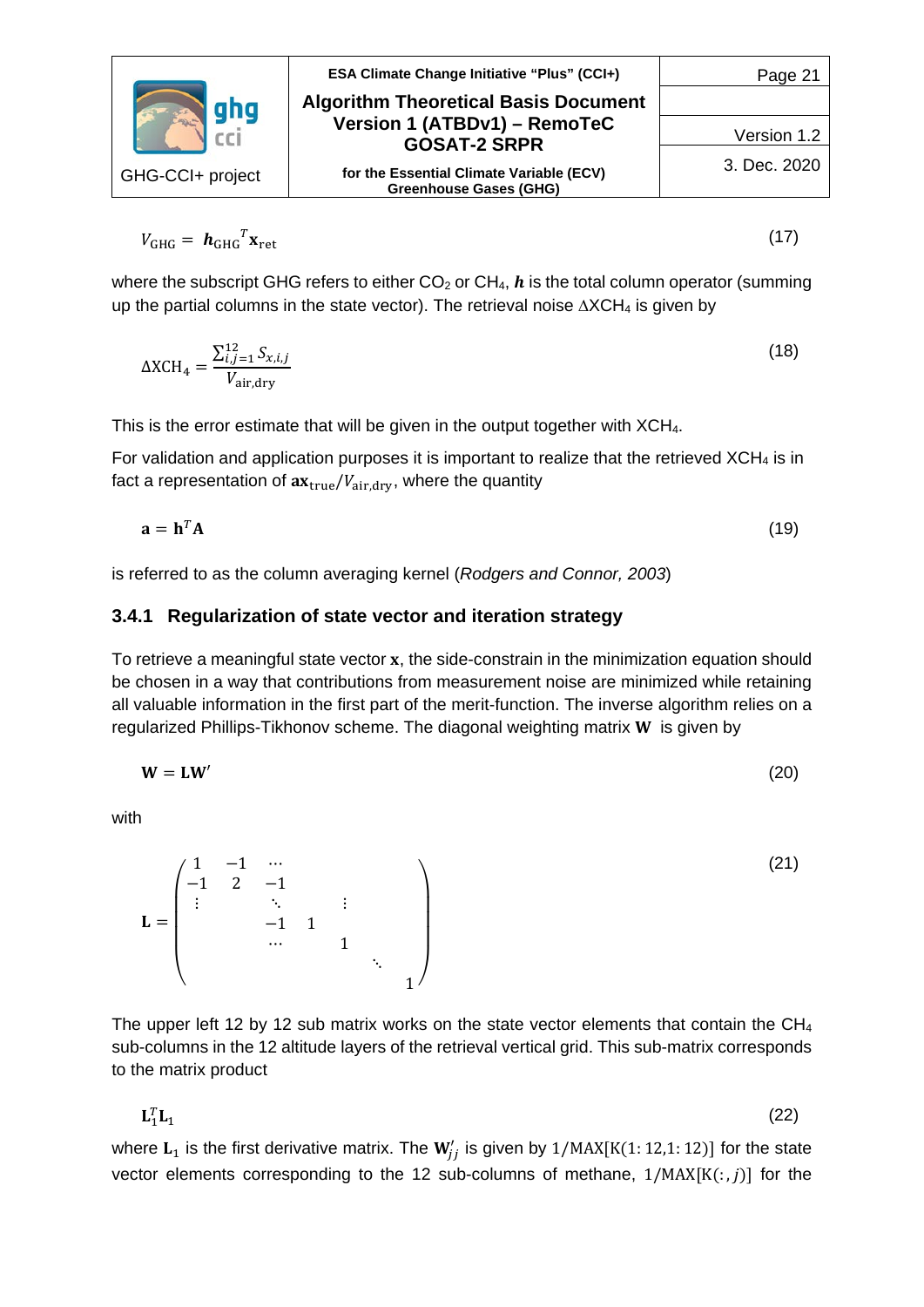$$V_{\mathrm{GHG}} = \boldsymbol{h}_{\mathrm{GHG}}{}^{T}\mathbf{x}_{\mathrm{ret}} \tag{17}$$

where the subscript GHG refers to either $CO_2$ or $CH_4$, $\boldsymbol{h}$ is the total column operator (summing up the partial columns in the state vector). The retrieval noise $\Delta XCH_4$ is given by

$$\Delta \mathrm{XCH}_4 = \frac{\sum_{i,j=1}^{12} S_{x,i,j}}{V_{\mathrm{air,dry}}} \tag{18}$$

This is the error estimate that will be given in the output together with $XCH_4$.

For validation and application purposes it is important to realize that the retrieved $XCH_4$ is in fact a representation of $\mathbf{a}\mathbf{x}_{\mathrm{true}}/V_{\mathrm{air,dry}}$, where the quantity

$$\mathbf{a} = \mathbf{h}^T\mathbf{A} \tag{19}$$

is referred to as the column averaging kernel (*Rodgers and Connor, 2003*)

### 3.4.1 Regularization of state vector and iteration strategy

To retrieve a meaningful state vector $\mathbf{x}$, the side-constrain in the minimization equation should be chosen in a way that contributions from measurement noise are minimized while retaining all valuable information in the first part of the merit-function. The inverse algorithm relies on a regularized Phillips-Tikhonov scheme. The diagonal weighting matrix $\mathbf{W}$ is given by

$$\mathbf{W} = \mathbf{L}\mathbf{W}' \tag{20}$$

with

$$\mathbf{L} = \begin{pmatrix} 1 & -1 & \cdots & & & & \\ -1 & 2 & -1 & & & & \\ \vdots & & \ddots & & \vdots & & \\ & & -1 & 1 & & & \\ & & \cdots & & 1 & & \\ & & & & & \ddots & \\ & & & & & & 1 \end{pmatrix} \tag{21}$$

The upper left 12 by 12 sub matrix works on the state vector elements that contain the $CH_4$ sub-columns in the 12 altitude layers of the retrieval vertical grid. This sub-matrix corresponds to the matrix product

$$\mathbf{L}_1^T\mathbf{L}_1 \tag{22}$$

where $\mathbf{L}_1$ is the first derivative matrix. The $\mathbf{W}'_{jj}$ is given by $1/\mathrm{MAX}[\mathrm{K}(1{:}12,1{:}12)]$ for the state vector elements corresponding to the 12 sub-columns of methane, $1/\mathrm{MAX}[\mathrm{K}(:,j)]$ for the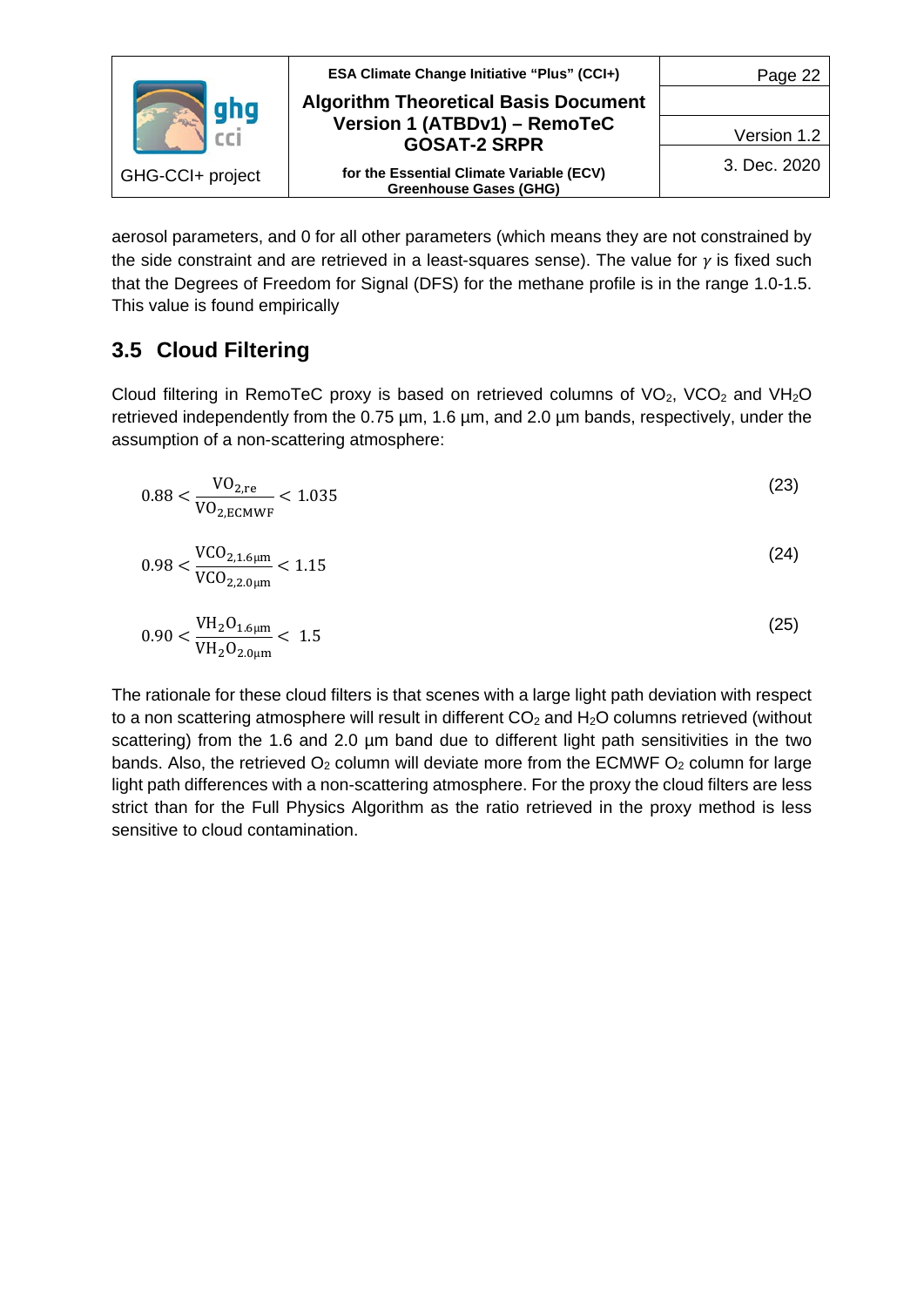aerosol parameters, and 0 for all other parameters (which means they are not constrained by the side constraint and are retrieved in a least-squares sense). The value for $\gamma$ is fixed such that the Degrees of Freedom for Signal (DFS) for the methane profile is in the range 1.0-1.5. This value is found empirically

## 3.5 Cloud Filtering

Cloud filtering in RemoTeC proxy is based on retrieved columns of $VO_2$, $VCO_2$ and $VH_2O$ retrieved independently from the 0.75 µm, 1.6 µm, and 2.0 µm bands, respectively, under the assumption of a non-scattering atmosphere:

$$0.88 < \frac{\mathrm{VO}_{2,\mathrm{re}}}{\mathrm{VO}_{2,\mathrm{ECMWF}}} < 1.035 \tag{23}$$

$$0.98 < \frac{\mathrm{VCO}_{2,1.6\mu\mathrm{m}}}{\mathrm{VCO}_{2,2.0\mu\mathrm{m}}} < 1.15 \tag{24}$$

$$0.90 < \frac{\mathrm{VH_2O}_{1.6\mu\mathrm{m}}}{\mathrm{VH_2O}_{2.0\mu\mathrm{m}}} < 1.5 \tag{25}$$

The rationale for these cloud filters is that scenes with a large light path deviation with respect to a non scattering atmosphere will result in different $CO_2$ and $H_2O$ columns retrieved (without scattering) from the 1.6 and 2.0 µm band due to different light path sensitivities in the two bands. Also, the retrieved $O_2$ column will deviate more from the ECMWF $O_2$ column for large light path differences with a non-scattering atmosphere. For the proxy the cloud filters are less strict than for the Full Physics Algorithm as the ratio retrieved in the proxy method is less sensitive to cloud contamination.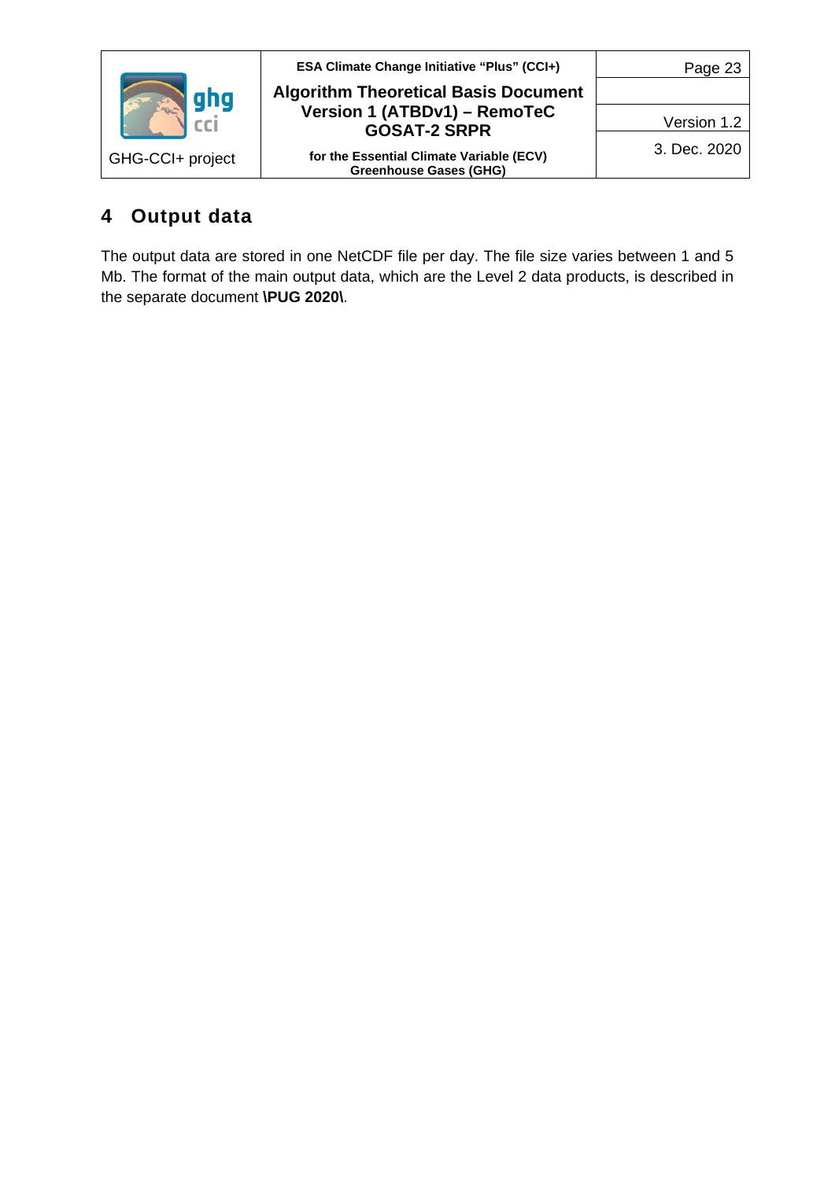# 4 Output data

The output data are stored in one NetCDF file per day. The file size varies between 1 and 5 Mb. The format of the main output data, which are the Level 2 data products, is described in the separate document **\PUG 2020\**.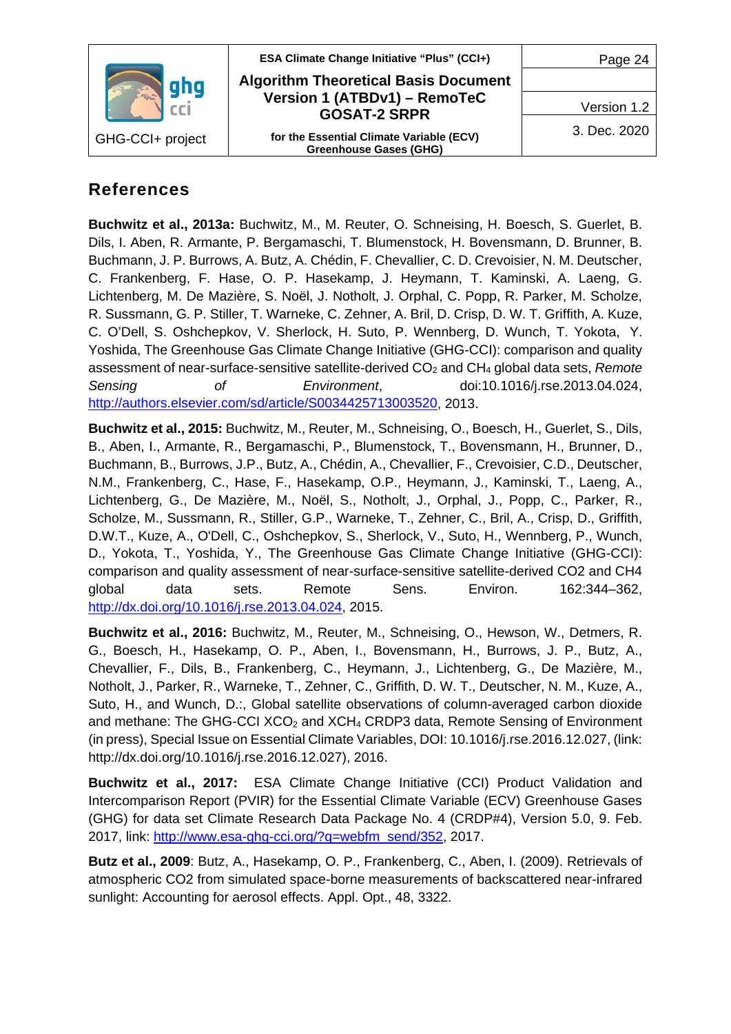## References

**Buchwitz et al., 2013a:** Buchwitz, M., M. Reuter, O. Schneising, H. Boesch, S. Guerlet, B. Dils, I. Aben, R. Armante, P. Bergamaschi, T. Blumenstock, H. Bovensmann, D. Brunner, B. Buchmann, J. P. Burrows, A. Butz, A. Chédin, F. Chevallier, C. D. Crevoisier, N. M. Deutscher, C. Frankenberg, F. Hase, O. P. Hasekamp, J. Heymann, T. Kaminski, A. Laeng, G. Lichtenberg, M. De Mazière, S. Noël, J. Notholt, J. Orphal, C. Popp, R. Parker, M. Scholze, R. Sussmann, G. P. Stiller, T. Warneke, C. Zehner, A. Bril, D. Crisp, D. W. T. Griffith, A. Kuze, C. O'Dell, S. Oshchepkov, V. Sherlock, H. Suto, P. Wennberg, D. Wunch, T. Yokota, Y. Yoshida, The Greenhouse Gas Climate Change Initiative (GHG-CCI): comparison and quality assessment of near-surface-sensitive satellite-derived $CO_2$ and $CH_4$ global data sets, *Remote Sensing of Environment*, doi:10.1016/j.rse.2013.04.024, http://authors.elsevier.com/sd/article/S0034425713003520, 2013.

**Buchwitz et al., 2015:** Buchwitz, M., Reuter, M., Schneising, O., Boesch, H., Guerlet, S., Dils, B., Aben, I., Armante, R., Bergamaschi, P., Blumenstock, T., Bovensmann, H., Brunner, D., Buchmann, B., Burrows, J.P., Butz, A., Chédin, A., Chevallier, F., Crevoisier, C.D., Deutscher, N.M., Frankenberg, C., Hase, F., Hasekamp, O.P., Heymann, J., Kaminski, T., Laeng, A., Lichtenberg, G., De Mazière, M., Noël, S., Notholt, J., Orphal, J., Popp, C., Parker, R., Scholze, M., Sussmann, R., Stiller, G.P., Warneke, T., Zehner, C., Bril, A., Crisp, D., Griffith, D.W.T., Kuze, A., O'Dell, C., Oshchepkov, S., Sherlock, V., Suto, H., Wennberg, P., Wunch, D., Yokota, T., Yoshida, Y., The Greenhouse Gas Climate Change Initiative (GHG-CCI): comparison and quality assessment of near-surface-sensitive satellite-derived CO2 and CH4 global data sets. Remote Sens. Environ. 162:344–362, http://dx.doi.org/10.1016/j.rse.2013.04.024, 2015.

**Buchwitz et al., 2016:** Buchwitz, M., Reuter, M., Schneising, O., Hewson, W., Detmers, R. G., Boesch, H., Hasekamp, O. P., Aben, I., Bovensmann, H., Burrows, J. P., Butz, A., Chevallier, F., Dils, B., Frankenberg, C., Heymann, J., Lichtenberg, G., De Mazière, M., Notholt, J., Parker, R., Warneke, T., Zehner, C., Griffith, D. W. T., Deutscher, N. M., Kuze, A., Suto, H., and Wunch, D.:, Global satellite observations of column-averaged carbon dioxide and methane: The GHG-CCI $XCO_2$ and $XCH_4$ CRDP3 data, Remote Sensing of Environment (in press), Special Issue on Essential Climate Variables, DOI: 10.1016/j.rse.2016.12.027, (link: http://dx.doi.org/10.1016/j.rse.2016.12.027), 2016.

**Buchwitz et al., 2017:** ESA Climate Change Initiative (CCI) Product Validation and Intercomparison Report (PVIR) for the Essential Climate Variable (ECV) Greenhouse Gases (GHG) for data set Climate Research Data Package No. 4 (CRDP#4), Version 5.0, 9. Feb. 2017, link: http://www.esa-ghg-cci.org/?q=webfm_send/352, 2017.

**Butz et al., 2009**: Butz, A., Hasekamp, O. P., Frankenberg, C., Aben, I. (2009). Retrievals of atmospheric CO2 from simulated space-borne measurements of backscattered near-infrared sunlight: Accounting for aerosol effects. Appl. Opt., 48, 3322.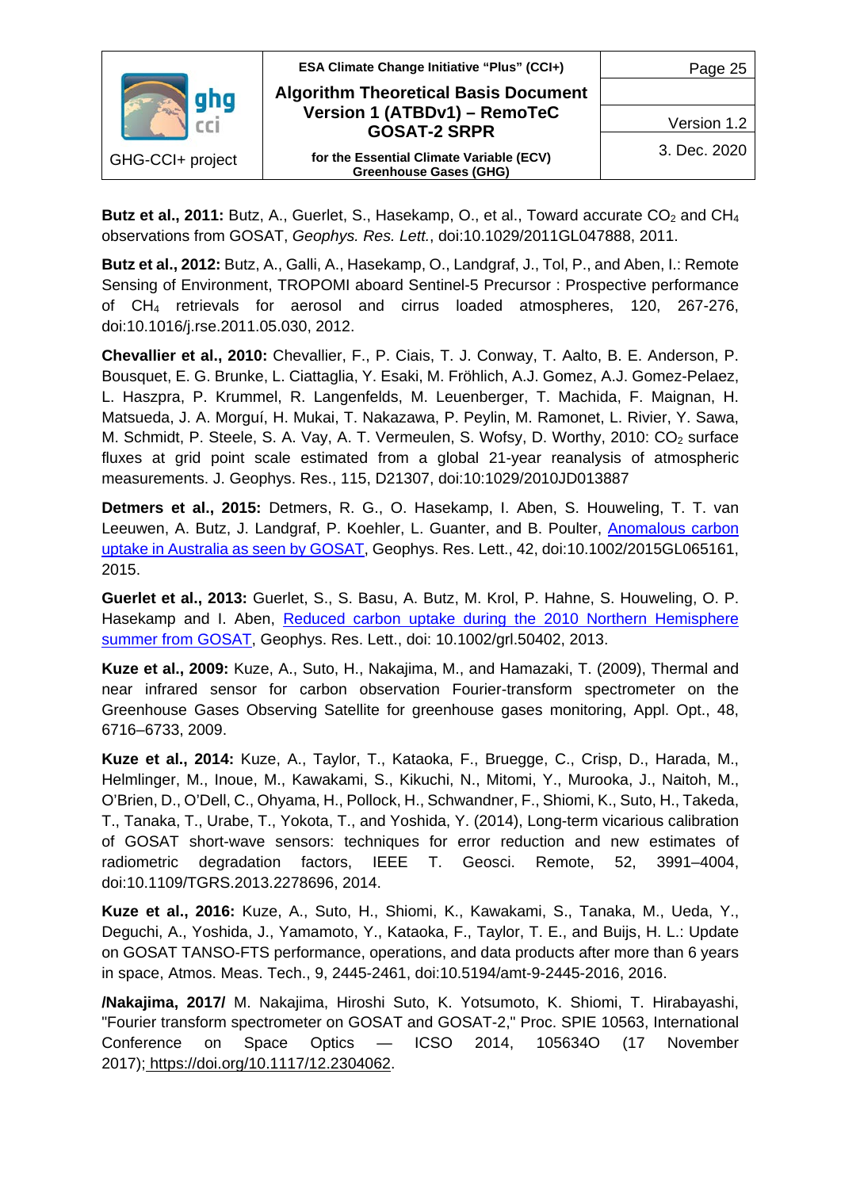**Butz et al., 2011:** Butz, A., Guerlet, S., Hasekamp, O., et al., Toward accurate $CO_2$ and $CH_4$ observations from GOSAT, *Geophys. Res. Lett.*, doi:10.1029/2011GL047888, 2011.

**Butz et al., 2012:** Butz, A., Galli, A., Hasekamp, O., Landgraf, J., Tol, P., and Aben, I.: Remote Sensing of Environment, TROPOMI aboard Sentinel-5 Precursor : Prospective performance of $CH_4$ retrievals for aerosol and cirrus loaded atmospheres, 120, 267-276, doi:10.1016/j.rse.2011.05.030, 2012.

**Chevallier et al., 2010:** Chevallier, F., P. Ciais, T. J. Conway, T. Aalto, B. E. Anderson, P. Bousquet, E. G. Brunke, L. Ciattaglia, Y. Esaki, M. Fröhlich, A.J. Gomez, A.J. Gomez-Pelaez, L. Haszpra, P. Krummel, R. Langenfelds, M. Leuenberger, T. Machida, F. Maignan, H. Matsueda, J. A. Morguí, H. Mukai, T. Nakazawa, P. Peylin, M. Ramonet, L. Rivier, Y. Sawa, M. Schmidt, P. Steele, S. A. Vay, A. T. Vermeulen, S. Wofsy, D. Worthy, 2010: $CO_2$ surface fluxes at grid point scale estimated from a global 21-year reanalysis of atmospheric measurements. J. Geophys. Res., 115, D21307, doi:10:1029/2010JD013887

**Detmers et al., 2015:** Detmers, R. G., O. Hasekamp, I. Aben, S. Houweling, T. T. van Leeuwen, A. Butz, J. Landgraf, P. Koehler, L. Guanter, and B. Poulter, Anomalous carbon uptake in Australia as seen by GOSAT, Geophys. Res. Lett., 42, doi:10.1002/2015GL065161, 2015.

**Guerlet et al., 2013:** Guerlet, S., S. Basu, A. Butz, M. Krol, P. Hahne, S. Houweling, O. P. Hasekamp and I. Aben, Reduced carbon uptake during the 2010 Northern Hemisphere summer from GOSAT, Geophys. Res. Lett., doi: 10.1002/grl.50402, 2013.

**Kuze et al., 2009:** Kuze, A., Suto, H., Nakajima, M., and Hamazaki, T. (2009), Thermal and near infrared sensor for carbon observation Fourier-transform spectrometer on the Greenhouse Gases Observing Satellite for greenhouse gases monitoring, Appl. Opt., 48, 6716–6733, 2009.

**Kuze et al., 2014:** Kuze, A., Taylor, T., Kataoka, F., Bruegge, C., Crisp, D., Harada, M., Helmlinger, M., Inoue, M., Kawakami, S., Kikuchi, N., Mitomi, Y., Murooka, J., Naitoh, M., O'Brien, D., O'Dell, C., Ohyama, H., Pollock, H., Schwandner, F., Shiomi, K., Suto, H., Takeda, T., Tanaka, T., Urabe, T., Yokota, T., and Yoshida, Y. (2014), Long-term vicarious calibration of GOSAT short-wave sensors: techniques for error reduction and new estimates of radiometric degradation factors, IEEE T. Geosci. Remote, 52, 3991–4004, doi:10.1109/TGRS.2013.2278696, 2014.

**Kuze et al., 2016:** Kuze, A., Suto, H., Shiomi, K., Kawakami, S., Tanaka, M., Ueda, Y., Deguchi, A., Yoshida, J., Yamamoto, Y., Kataoka, F., Taylor, T. E., and Buijs, H. L.: Update on GOSAT TANSO-FTS performance, operations, and data products after more than 6 years in space, Atmos. Meas. Tech., 9, 2445-2461, doi:10.5194/amt-9-2445-2016, 2016.

**/Nakajima, 2017/** M. Nakajima, Hiroshi Suto, K. Yotsumoto, K. Shiomi, T. Hirabayashi, "Fourier transform spectrometer on GOSAT and GOSAT-2," Proc. SPIE 10563, International Conference on Space Optics — ICSO 2014, 105634O (17 November 2017); https://doi.org/10.1117/12.2304062.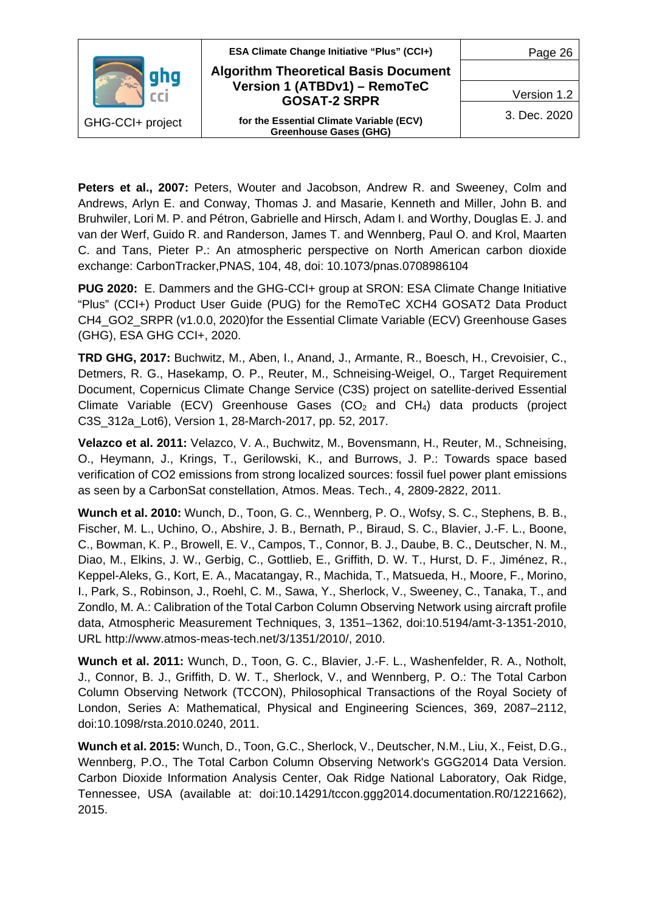**Peters et al., 2007:** Peters, Wouter and Jacobson, Andrew R. and Sweeney, Colm and Andrews, Arlyn E. and Conway, Thomas J. and Masarie, Kenneth and Miller, John B. and Bruhwiler, Lori M. P. and Pétron, Gabrielle and Hirsch, Adam I. and Worthy, Douglas E. J. and van der Werf, Guido R. and Randerson, James T. and Wennberg, Paul O. and Krol, Maarten C. and Tans, Pieter P.: An atmospheric perspective on North American carbon dioxide exchange: CarbonTracker,PNAS, 104, 48, doi: 10.1073/pnas.0708986104

**PUG 2020:** E. Dammers and the GHG-CCI+ group at SRON: ESA Climate Change Initiative "Plus" (CCI+) Product User Guide (PUG) for the RemoTeC XCH4 GOSAT2 Data Product CH4_GO2_SRPR (v1.0.0, 2020)for the Essential Climate Variable (ECV) Greenhouse Gases (GHG), ESA GHG CCI+, 2020.

**TRD GHG, 2017:** Buchwitz, M., Aben, I., Anand, J., Armante, R., Boesch, H., Crevoisier, C., Detmers, R. G., Hasekamp, O. P., Reuter, M., Schneising-Weigel, O., Target Requirement Document, Copernicus Climate Change Service (C3S) project on satellite-derived Essential Climate Variable (ECV) Greenhouse Gases ($CO_2$ and $CH_4$) data products (project C3S_312a_Lot6), Version 1, 28-March-2017, pp. 52, 2017.

**Velazco et al. 2011:** Velazco, V. A., Buchwitz, M., Bovensmann, H., Reuter, M., Schneising, O., Heymann, J., Krings, T., Gerilowski, K., and Burrows, J. P.: Towards space based verification of CO2 emissions from strong localized sources: fossil fuel power plant emissions as seen by a CarbonSat constellation, Atmos. Meas. Tech., 4, 2809-2822, 2011.

**Wunch et al. 2010:** Wunch, D., Toon, G. C., Wennberg, P. O., Wofsy, S. C., Stephens, B. B., Fischer, M. L., Uchino, O., Abshire, J. B., Bernath, P., Biraud, S. C., Blavier, J.-F. L., Boone, C., Bowman, K. P., Browell, E. V., Campos, T., Connor, B. J., Daube, B. C., Deutscher, N. M., Diao, M., Elkins, J. W., Gerbig, C., Gottlieb, E., Griffith, D. W. T., Hurst, D. F., Jiménez, R., Keppel-Aleks, G., Kort, E. A., Macatangay, R., Machida, T., Matsueda, H., Moore, F., Morino, I., Park, S., Robinson, J., Roehl, C. M., Sawa, Y., Sherlock, V., Sweeney, C., Tanaka, T., and Zondlo, M. A.: Calibration of the Total Carbon Column Observing Network using aircraft profile data, Atmospheric Measurement Techniques, 3, 1351–1362, doi:10.5194/amt-3-1351-2010, URL http://www.atmos-meas-tech.net/3/1351/2010/, 2010.

**Wunch et al. 2011:** Wunch, D., Toon, G. C., Blavier, J.-F. L., Washenfelder, R. A., Notholt, J., Connor, B. J., Griffith, D. W. T., Sherlock, V., and Wennberg, P. O.: The Total Carbon Column Observing Network (TCCON), Philosophical Transactions of the Royal Society of London, Series A: Mathematical, Physical and Engineering Sciences, 369, 2087–2112, doi:10.1098/rsta.2010.0240, 2011.

**Wunch et al. 2015:** Wunch, D., Toon, G.C., Sherlock, V., Deutscher, N.M., Liu, X., Feist, D.G., Wennberg, P.O., The Total Carbon Column Observing Network's GGG2014 Data Version. Carbon Dioxide Information Analysis Center, Oak Ridge National Laboratory, Oak Ridge, Tennessee, USA (available at: doi:10.14291/tccon.ggg2014.documentation.R0/1221662), 2015.